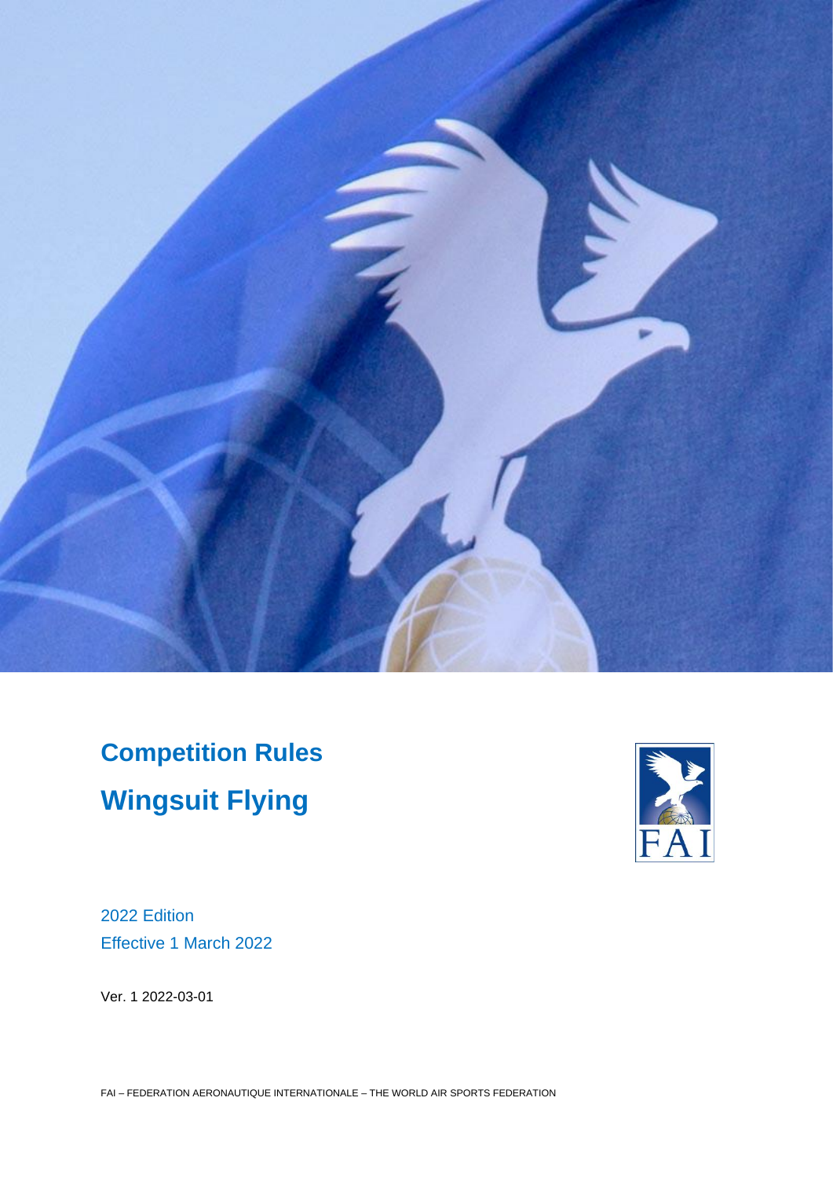# Competition Rules

# Wingsuit Flying

2022 Edition

Effective 1 March 2022

Ver. 1 2022-03-01

FAI – FEDERATION AERONAUTIQUE INTERNATIONALE – THE WORLD AIR SPORTS FEDERATION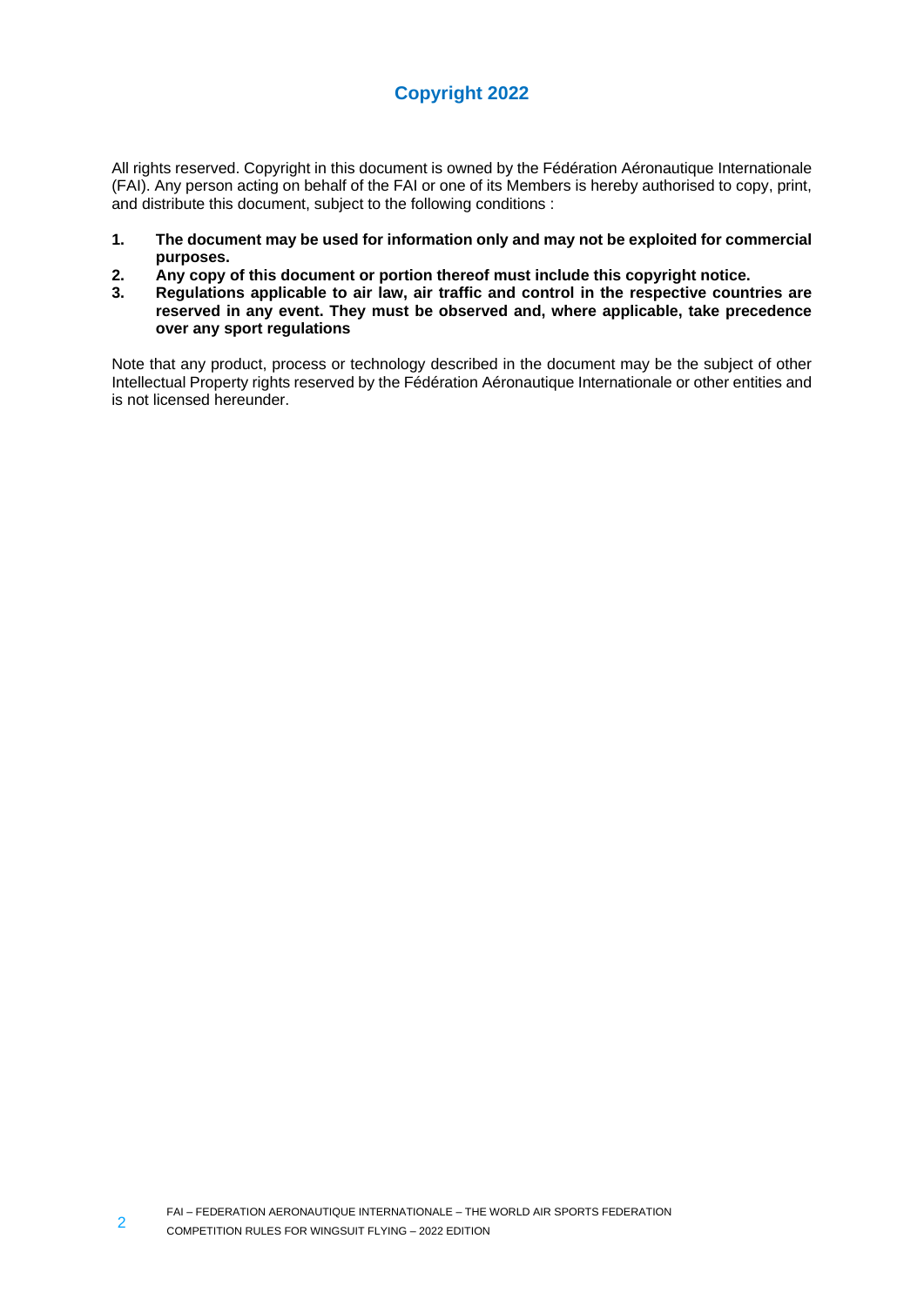# Copyright 2022

All rights reserved. Copyright in this document is owned by the Fédération Aéronautique Internationale (FAI). Any person acting on behalf of the FAI or one of its Members is hereby authorised to copy, print, and distribute this document, subject to the following conditions :

1. **The document may be used for information only and may not be exploited for commercial purposes.**
2. **Any copy of this document or portion thereof must include this copyright notice.**
3. **Regulations applicable to air law, air traffic and control in the respective countries are reserved in any event. They must be observed and, where applicable, take precedence over any sport regulations**

Note that any product, process or technology described in the document may be the subject of other Intellectual Property rights reserved by the Fédération Aéronautique Internationale or other entities and is not licensed hereunder.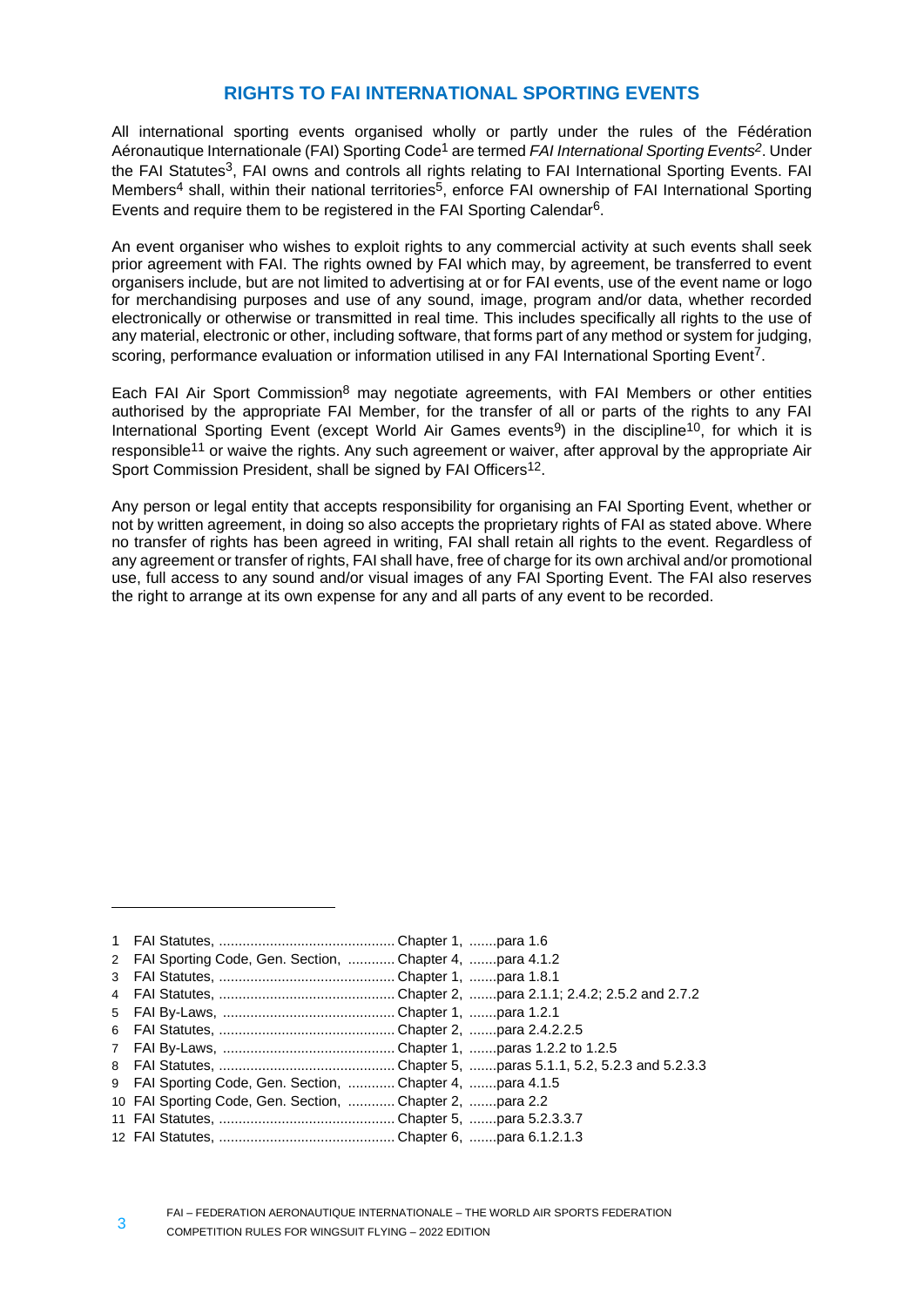## RIGHTS TO FAI INTERNATIONAL SPORTING EVENTS

All international sporting events organised wholly or partly under the rules of the Fédération Aéronautique Internationale (FAI) Sporting Code[1] are termed *FAI International Sporting Events*[2]. Under the FAI Statutes[3], FAI owns and controls all rights relating to FAI International Sporting Events. FAI Members[4] shall, within their national territories[5], enforce FAI ownership of FAI International Sporting Events and require them to be registered in the FAI Sporting Calendar[6].

An event organiser who wishes to exploit rights to any commercial activity at such events shall seek prior agreement with FAI. The rights owned by FAI which may, by agreement, be transferred to event organisers include, but are not limited to advertising at or for FAI events, use of the event name or logo for merchandising purposes and use of any sound, image, program and/or data, whether recorded electronically or otherwise or transmitted in real time. This includes specifically all rights to the use of any material, electronic or other, including software, that forms part of any method or system for judging, scoring, performance evaluation or information utilised in any FAI International Sporting Event[7].

Each FAI Air Sport Commission[8] may negotiate agreements, with FAI Members or other entities authorised by the appropriate FAI Member, for the transfer of all or parts of the rights to any FAI International Sporting Event (except World Air Games events[9]) in the discipline[10], for which it is responsible[11] or waive the rights. Any such agreement or waiver, after approval by the appropriate Air Sport Commission President, shall be signed by FAI Officers[12].

Any person or legal entity that accepts responsibility for organising an FAI Sporting Event, whether or not by written agreement, in doing so also accepts the proprietary rights of FAI as stated above. Where no transfer of rights has been agreed in writing, FAI shall retain all rights to the event. Regardless of any agreement or transfer of rights, FAI shall have, free of charge for its own archival and/or promotional use, full access to any sound and/or visual images of any FAI Sporting Event. The FAI also reserves the right to arrange at its own expense for any and all parts of any event to be recorded.

---

1 FAI Statutes, ............................................ Chapter 1, .......para 1.6
2 FAI Sporting Code, Gen. Section, ............ Chapter 4, .......para 4.1.2
3 FAI Statutes, ............................................ Chapter 1, .......para 1.8.1
4 FAI Statutes, ............................................ Chapter 2, .......para 2.1.1; 2.4.2; 2.5.2 and 2.7.2
5 FAI By-Laws, ........................................... Chapter 1, .......para 1.2.1
6 FAI Statutes, ............................................ Chapter 2, .......para 2.4.2.2.5
7 FAI By-Laws, ........................................... Chapter 1, .......paras 1.2.2 to 1.2.5
8 FAI Statutes, ............................................ Chapter 5, .......paras 5.1.1, 5.2, 5.2.3 and 5.2.3.3
9 FAI Sporting Code, Gen. Section, ............ Chapter 4, .......para 4.1.5
10 FAI Sporting Code, Gen. Section, ............ Chapter 2, .......para 2.2
11 FAI Statutes, ............................................ Chapter 5, .......para 5.2.3.3.7
12 FAI Statutes, ............................................ Chapter 6, .......para 6.1.2.1.3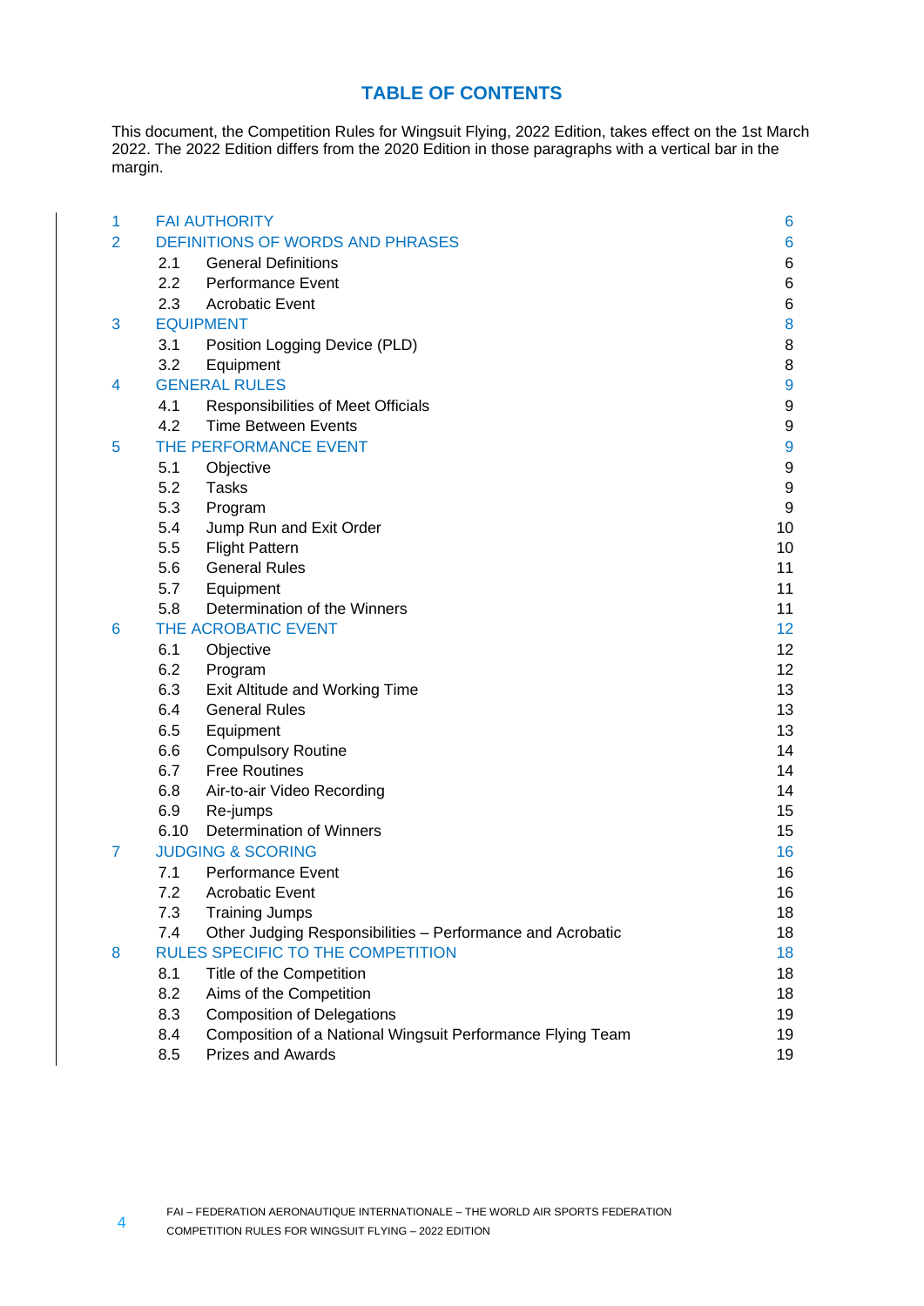## TABLE OF CONTENTS

This document, the Competition Rules for Wingsuit Flying, 2022 Edition, takes effect on the 1st March 2022. The 2022 Edition differs from the 2020 Edition in those paragraphs with a vertical bar in the margin.

| | | | |
|---|---|---|---|
| 1 | FAI AUTHORITY | | 6 |
| 2 | DEFINITIONS OF WORDS AND PHRASES | | 6 |
| | 2.1 | General Definitions | 6 |
| | 2.2 | Performance Event | 6 |
| | 2.3 | Acrobatic Event | 6 |
| 3 | EQUIPMENT | | 8 |
| | 3.1 | Position Logging Device (PLD) | 8 |
| | 3.2 | Equipment | 8 |
| 4 | GENERAL RULES | | 9 |
| | 4.1 | Responsibilities of Meet Officials | 9 |
| | 4.2 | Time Between Events | 9 |
| 5 | THE PERFORMANCE EVENT | | 9 |
| | 5.1 | Objective | 9 |
| | 5.2 | Tasks | 9 |
| | 5.3 | Program | 9 |
| | 5.4 | Jump Run and Exit Order | 10 |
| | 5.5 | Flight Pattern | 10 |
| | 5.6 | General Rules | 11 |
| | 5.7 | Equipment | 11 |
| | 5.8 | Determination of the Winners | 11 |
| 6 | THE ACROBATIC EVENT | | 12 |
| | 6.1 | Objective | 12 |
| | 6.2 | Program | 12 |
| | 6.3 | Exit Altitude and Working Time | 13 |
| | 6.4 | General Rules | 13 |
| | 6.5 | Equipment | 13 |
| | 6.6 | Compulsory Routine | 14 |
| | 6.7 | Free Routines | 14 |
| | 6.8 | Air-to-air Video Recording | 14 |
| | 6.9 | Re-jumps | 15 |
| | 6.10 | Determination of Winners | 15 |
| 7 | JUDGING & SCORING | | 16 |
| | 7.1 | Performance Event | 16 |
| | 7.2 | Acrobatic Event | 16 |
| | 7.3 | Training Jumps | 18 |
| | 7.4 | Other Judging Responsibilities – Performance and Acrobatic | 18 |
| 8 | RULES SPECIFIC TO THE COMPETITION | | 18 |
| | 8.1 | Title of the Competition | 18 |
| | 8.2 | Aims of the Competition | 18 |
| | 8.3 | Composition of Delegations | 19 |
| | 8.4 | Composition of a National Wingsuit Performance Flying Team | 19 |
| | 8.5 | Prizes and Awards | 19 |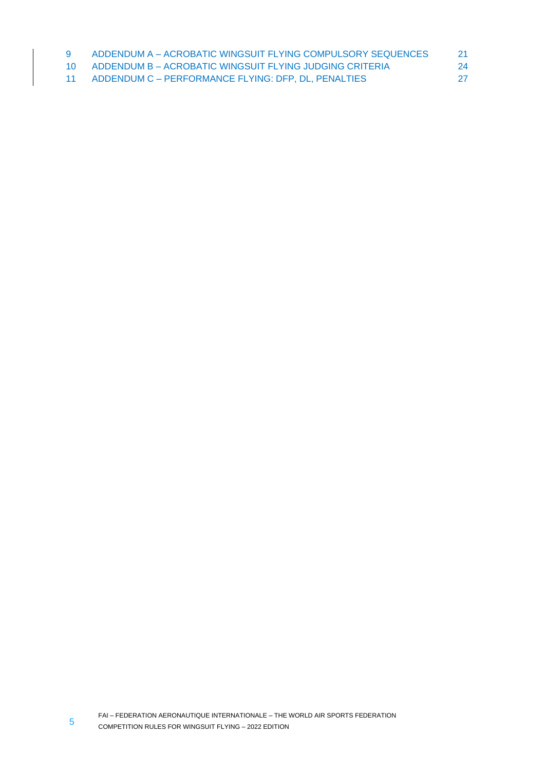| | | |
|---|---|---|
| 9 | ADDENDUM A – ACROBATIC WINGSUIT FLYING COMPULSORY SEQUENCES | 21 |
| 10 | ADDENDUM B – ACROBATIC WINGSUIT FLYING JUDGING CRITERIA | 24 |
| 11 | ADDENDUM C – PERFORMANCE FLYING: DFP, DL, PENALTIES | 27 |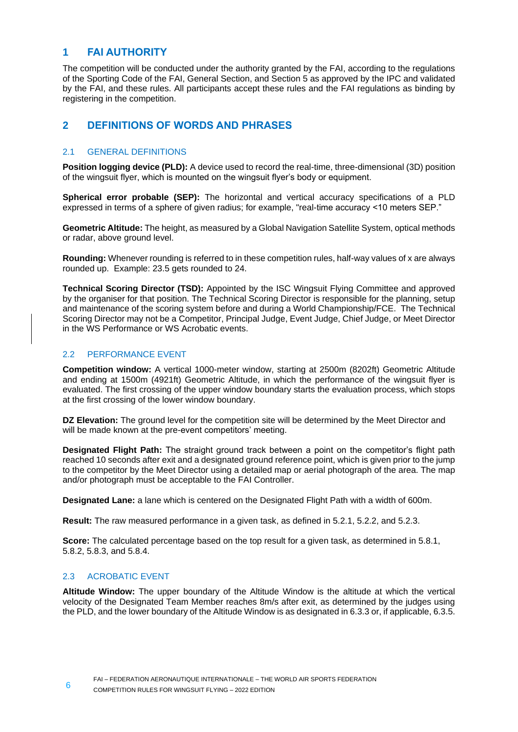# 1 FAI AUTHORITY

The competition will be conducted under the authority granted by the FAI, according to the regulations of the Sporting Code of the FAI, General Section, and Section 5 as approved by the IPC and validated by the FAI, and these rules. All participants accept these rules and the FAI regulations as binding by registering in the competition.

# 2 DEFINITIONS OF WORDS AND PHRASES

## 2.1 GENERAL DEFINITIONS

**Position logging device (PLD):** A device used to record the real-time, three-dimensional (3D) position of the wingsuit flyer, which is mounted on the wingsuit flyer's body or equipment.

**Spherical error probable (SEP):** The horizontal and vertical accuracy specifications of a PLD expressed in terms of a sphere of given radius; for example, "real-time accuracy <10 meters SEP."

**Geometric Altitude:** The height, as measured by a Global Navigation Satellite System, optical methods or radar, above ground level.

**Rounding:** Whenever rounding is referred to in these competition rules, half-way values of x are always rounded up. Example: 23.5 gets rounded to 24.

**Technical Scoring Director (TSD):** Appointed by the ISC Wingsuit Flying Committee and approved by the organiser for that position. The Technical Scoring Director is responsible for the planning, setup and maintenance of the scoring system before and during a World Championship/FCE. The Technical Scoring Director may not be a Competitor, Principal Judge, Event Judge, Chief Judge, or Meet Director in the WS Performance or WS Acrobatic events.

## 2.2 PERFORMANCE EVENT

**Competition window:** A vertical 1000-meter window, starting at 2500m (8202ft) Geometric Altitude and ending at 1500m (4921ft) Geometric Altitude, in which the performance of the wingsuit flyer is evaluated. The first crossing of the upper window boundary starts the evaluation process, which stops at the first crossing of the lower window boundary.

**DZ Elevation:** The ground level for the competition site will be determined by the Meet Director and will be made known at the pre-event competitors' meeting.

**Designated Flight Path:** The straight ground track between a point on the competitor's flight path reached 10 seconds after exit and a designated ground reference point, which is given prior to the jump to the competitor by the Meet Director using a detailed map or aerial photograph of the area. The map and/or photograph must be acceptable to the FAI Controller.

**Designated Lane:** a lane which is centered on the Designated Flight Path with a width of 600m.

**Result:** The raw measured performance in a given task, as defined in 5.2.1, 5.2.2, and 5.2.3.

**Score:** The calculated percentage based on the top result for a given task, as determined in 5.8.1, 5.8.2, 5.8.3, and 5.8.4.

## 2.3 ACROBATIC EVENT

**Altitude Window:** The upper boundary of the Altitude Window is the altitude at which the vertical velocity of the Designated Team Member reaches 8m/s after exit, as determined by the judges using the PLD, and the lower boundary of the Altitude Window is as designated in 6.3.3 or, if applicable, 6.3.5.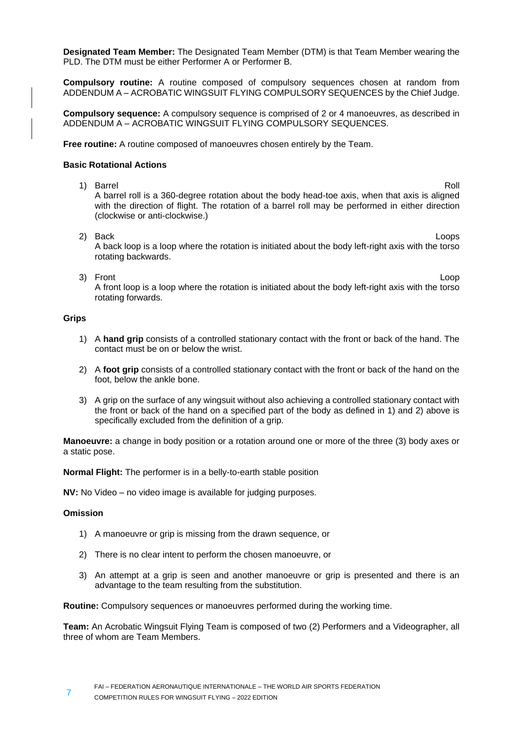**Designated Team Member:** The Designated Team Member (DTM) is that Team Member wearing the PLD. The DTM must be either Performer A or Performer B.

**Compulsory routine:** A routine composed of compulsory sequences chosen at random from ADDENDUM A – ACROBATIC WINGSUIT FLYING COMPULSORY SEQUENCES by the Chief Judge.

**Compulsory sequence:** A compulsory sequence is comprised of 2 or 4 manoeuvres, as described in ADDENDUM A – ACROBATIC WINGSUIT FLYING COMPULSORY SEQUENCES.

**Free routine:** A routine composed of manoeuvres chosen entirely by the Team.

**Basic Rotational Actions**

1) Barrel Roll
   A barrel roll is a 360-degree rotation about the body head-toe axis, when that axis is aligned with the direction of flight. The rotation of a barrel roll may be performed in either direction (clockwise or anti-clockwise.)

2) Back Loops
   A back loop is a loop where the rotation is initiated about the body left-right axis with the torso rotating backwards.

3) Front Loop
   A front loop is a loop where the rotation is initiated about the body left-right axis with the torso rotating forwards.

**Grips**

1) A **hand grip** consists of a controlled stationary contact with the front or back of the hand. The contact must be on or below the wrist.

2) A **foot grip** consists of a controlled stationary contact with the front or back of the hand on the foot, below the ankle bone.

3) A grip on the surface of any wingsuit without also achieving a controlled stationary contact with the front or back of the hand on a specified part of the body as defined in 1) and 2) above is specifically excluded from the definition of a grip.

**Manoeuvre:** a change in body position or a rotation around one or more of the three (3) body axes or a static pose.

**Normal Flight:** The performer is in a belly-to-earth stable position

**NV:** No Video – no video image is available for judging purposes.

**Omission**

1) A manoeuvre or grip is missing from the drawn sequence, or

2) There is no clear intent to perform the chosen manoeuvre, or

3) An attempt at a grip is seen and another manoeuvre or grip is presented and there is an advantage to the team resulting from the substitution.

**Routine:** Compulsory sequences or manoeuvres performed during the working time.

**Team:** An Acrobatic Wingsuit Flying Team is composed of two (2) Performers and a Videographer, all three of whom are Team Members.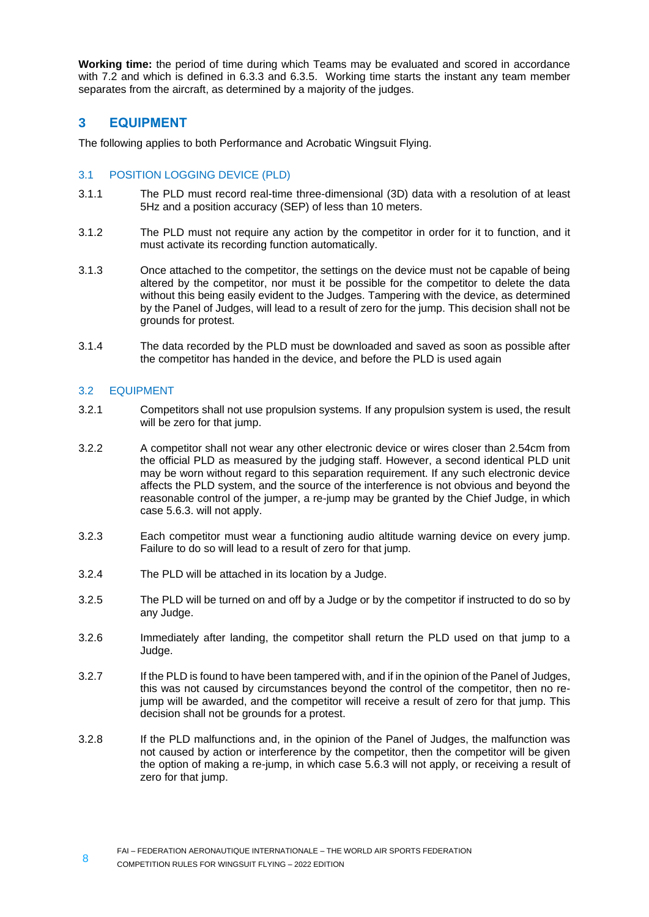**Working time:** the period of time during which Teams may be evaluated and scored in accordance with 7.2 and which is defined in 6.3.3 and 6.3.5. Working time starts the instant any team member separates from the aircraft, as determined by a majority of the judges.

# 3 EQUIPMENT

The following applies to both Performance and Acrobatic Wingsuit Flying.

## 3.1 POSITION LOGGING DEVICE (PLD)

3.1.1 The PLD must record real-time three-dimensional (3D) data with a resolution of at least 5Hz and a position accuracy (SEP) of less than 10 meters.

3.1.2 The PLD must not require any action by the competitor in order for it to function, and it must activate its recording function automatically.

3.1.3 Once attached to the competitor, the settings on the device must not be capable of being altered by the competitor, nor must it be possible for the competitor to delete the data without this being easily evident to the Judges. Tampering with the device, as determined by the Panel of Judges, will lead to a result of zero for the jump. This decision shall not be grounds for protest.

3.1.4 The data recorded by the PLD must be downloaded and saved as soon as possible after the competitor has handed in the device, and before the PLD is used again

## 3.2 EQUIPMENT

3.2.1 Competitors shall not use propulsion systems. If any propulsion system is used, the result will be zero for that jump.

3.2.2 A competitor shall not wear any other electronic device or wires closer than 2.54cm from the official PLD as measured by the judging staff. However, a second identical PLD unit may be worn without regard to this separation requirement. If any such electronic device affects the PLD system, and the source of the interference is not obvious and beyond the reasonable control of the jumper, a re-jump may be granted by the Chief Judge, in which case 5.6.3. will not apply.

3.2.3 Each competitor must wear a functioning audio altitude warning device on every jump. Failure to do so will lead to a result of zero for that jump.

3.2.4 The PLD will be attached in its location by a Judge.

3.2.5 The PLD will be turned on and off by a Judge or by the competitor if instructed to do so by any Judge.

3.2.6 Immediately after landing, the competitor shall return the PLD used on that jump to a Judge.

3.2.7 If the PLD is found to have been tampered with, and if in the opinion of the Panel of Judges, this was not caused by circumstances beyond the control of the competitor, then no re-jump will be awarded, and the competitor will receive a result of zero for that jump. This decision shall not be grounds for a protest.

3.2.8 If the PLD malfunctions and, in the opinion of the Panel of Judges, the malfunction was not caused by action or interference by the competitor, then the competitor will be given the option of making a re-jump, in which case 5.6.3 will not apply, or receiving a result of zero for that jump.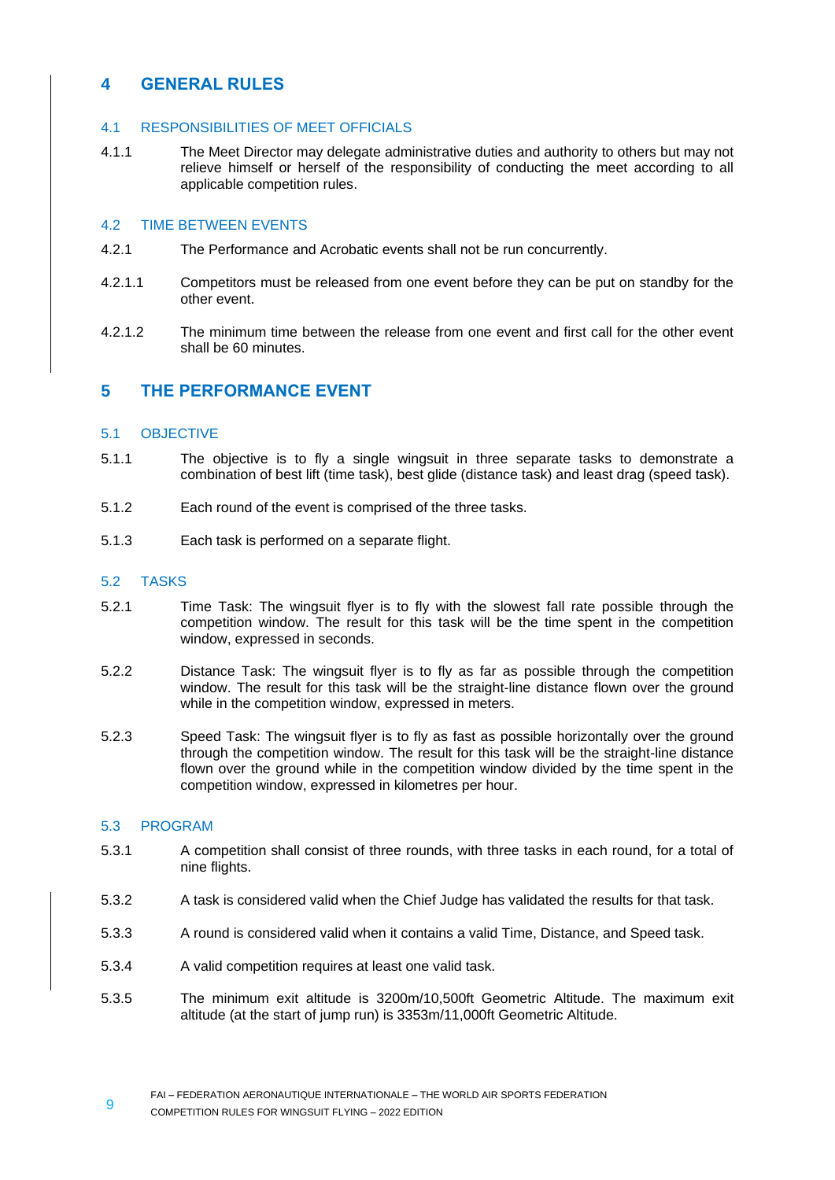# 4 GENERAL RULES

## 4.1 RESPONSIBILITIES OF MEET OFFICIALS

4.1.1 The Meet Director may delegate administrative duties and authority to others but may not relieve himself or herself of the responsibility of conducting the meet according to all applicable competition rules.

## 4.2 TIME BETWEEN EVENTS

4.2.1 The Performance and Acrobatic events shall not be run concurrently.

4.2.1.1 Competitors must be released from one event before they can be put on standby for the other event.

4.2.1.2 The minimum time between the release from one event and first call for the other event shall be 60 minutes.

# 5 THE PERFORMANCE EVENT

## 5.1 OBJECTIVE

5.1.1 The objective is to fly a single wingsuit in three separate tasks to demonstrate a combination of best lift (time task), best glide (distance task) and least drag (speed task).

5.1.2 Each round of the event is comprised of the three tasks.

5.1.3 Each task is performed on a separate flight.

## 5.2 TASKS

5.2.1 Time Task: The wingsuit flyer is to fly with the slowest fall rate possible through the competition window. The result for this task will be the time spent in the competition window, expressed in seconds.

5.2.2 Distance Task: The wingsuit flyer is to fly as far as possible through the competition window. The result for this task will be the straight-line distance flown over the ground while in the competition window, expressed in meters.

5.2.3 Speed Task: The wingsuit flyer is to fly as fast as possible horizontally over the ground through the competition window. The result for this task will be the straight-line distance flown over the ground while in the competition window divided by the time spent in the competition window, expressed in kilometres per hour.

## 5.3 PROGRAM

5.3.1 A competition shall consist of three rounds, with three tasks in each round, for a total of nine flights.

5.3.2 A task is considered valid when the Chief Judge has validated the results for that task.

5.3.3 A round is considered valid when it contains a valid Time, Distance, and Speed task.

5.3.4 A valid competition requires at least one valid task.

5.3.5 The minimum exit altitude is 3200m/10,500ft Geometric Altitude. The maximum exit altitude (at the start of jump run) is 3353m/11,000ft Geometric Altitude.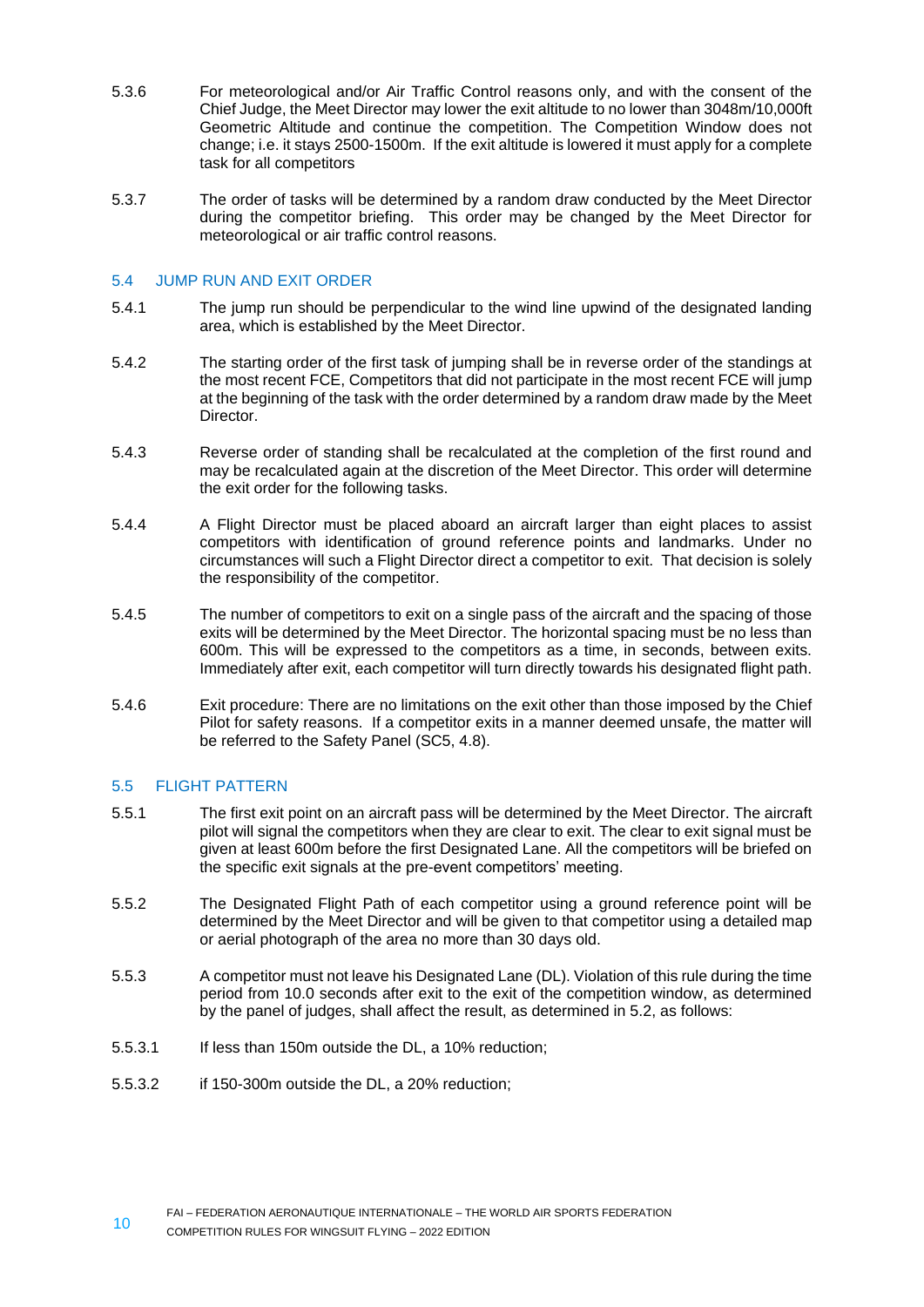5.3.6 For meteorological and/or Air Traffic Control reasons only, and with the consent of the Chief Judge, the Meet Director may lower the exit altitude to no lower than 3048m/10,000ft Geometric Altitude and continue the competition. The Competition Window does not change; i.e. it stays 2500-1500m. If the exit altitude is lowered it must apply for a complete task for all competitors

5.3.7 The order of tasks will be determined by a random draw conducted by the Meet Director during the competitor briefing. This order may be changed by the Meet Director for meteorological or air traffic control reasons.

## 5.4 JUMP RUN AND EXIT ORDER

5.4.1 The jump run should be perpendicular to the wind line upwind of the designated landing area, which is established by the Meet Director.

5.4.2 The starting order of the first task of jumping shall be in reverse order of the standings at the most recent FCE, Competitors that did not participate in the most recent FCE will jump at the beginning of the task with the order determined by a random draw made by the Meet Director.

5.4.3 Reverse order of standing shall be recalculated at the completion of the first round and may be recalculated again at the discretion of the Meet Director. This order will determine the exit order for the following tasks.

5.4.4 A Flight Director must be placed aboard an aircraft larger than eight places to assist competitors with identification of ground reference points and landmarks. Under no circumstances will such a Flight Director direct a competitor to exit. That decision is solely the responsibility of the competitor.

5.4.5 The number of competitors to exit on a single pass of the aircraft and the spacing of those exits will be determined by the Meet Director. The horizontal spacing must be no less than 600m. This will be expressed to the competitors as a time, in seconds, between exits. Immediately after exit, each competitor will turn directly towards his designated flight path.

5.4.6 Exit procedure: There are no limitations on the exit other than those imposed by the Chief Pilot for safety reasons. If a competitor exits in a manner deemed unsafe, the matter will be referred to the Safety Panel (SC5, 4.8).

## 5.5 FLIGHT PATTERN

5.5.1 The first exit point on an aircraft pass will be determined by the Meet Director. The aircraft pilot will signal the competitors when they are clear to exit. The clear to exit signal must be given at least 600m before the first Designated Lane. All the competitors will be briefed on the specific exit signals at the pre-event competitors' meeting.

5.5.2 The Designated Flight Path of each competitor using a ground reference point will be determined by the Meet Director and will be given to that competitor using a detailed map or aerial photograph of the area no more than 30 days old.

5.5.3 A competitor must not leave his Designated Lane (DL). Violation of this rule during the time period from 10.0 seconds after exit to the exit of the competition window, as determined by the panel of judges, shall affect the result, as determined in 5.2, as follows:

5.5.3.1 If less than 150m outside the DL, a 10% reduction;

5.5.3.2 if 150-300m outside the DL, a 20% reduction;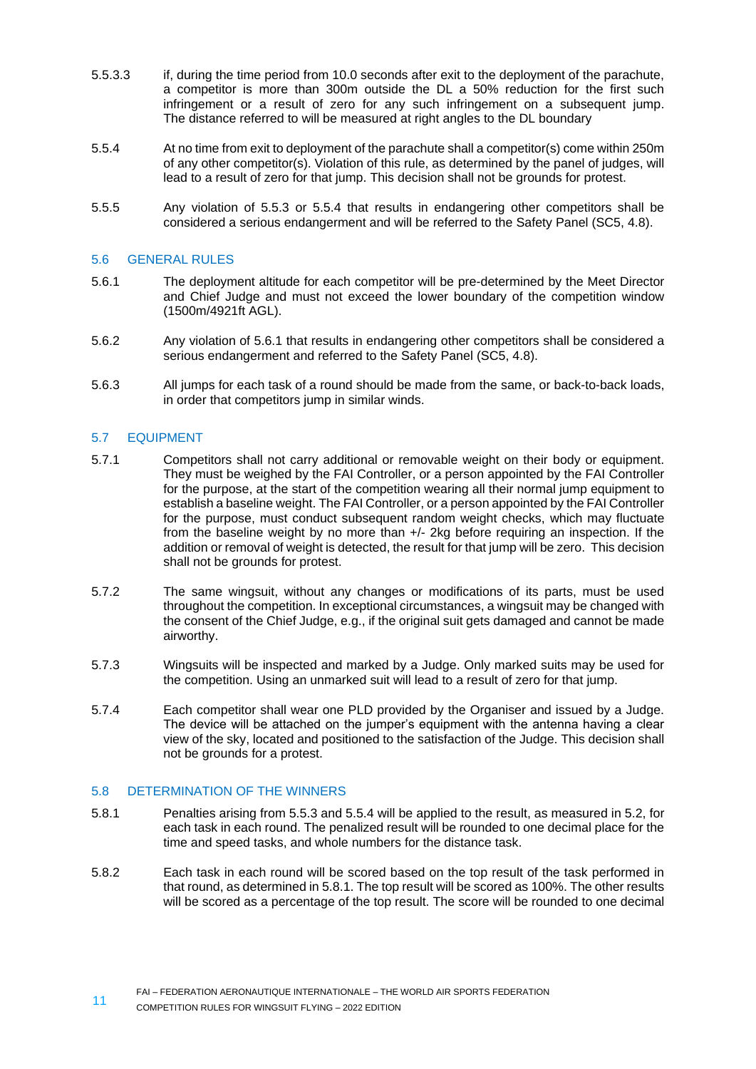5.5.3.3 if, during the time period from 10.0 seconds after exit to the deployment of the parachute, a competitor is more than 300m outside the DL a 50% reduction for the first such infringement or a result of zero for any such infringement on a subsequent jump. The distance referred to will be measured at right angles to the DL boundary

5.5.4 At no time from exit to deployment of the parachute shall a competitor(s) come within 250m of any other competitor(s). Violation of this rule, as determined by the panel of judges, will lead to a result of zero for that jump. This decision shall not be grounds for protest.

5.5.5 Any violation of 5.5.3 or 5.5.4 that results in endangering other competitors shall be considered a serious endangerment and will be referred to the Safety Panel (SC5, 4.8).

## 5.6 GENERAL RULES

5.6.1 The deployment altitude for each competitor will be pre-determined by the Meet Director and Chief Judge and must not exceed the lower boundary of the competition window (1500m/4921ft AGL).

5.6.2 Any violation of 5.6.1 that results in endangering other competitors shall be considered a serious endangerment and referred to the Safety Panel (SC5, 4.8).

5.6.3 All jumps for each task of a round should be made from the same, or back-to-back loads, in order that competitors jump in similar winds.

## 5.7 EQUIPMENT

5.7.1 Competitors shall not carry additional or removable weight on their body or equipment. They must be weighed by the FAI Controller, or a person appointed by the FAI Controller for the purpose, at the start of the competition wearing all their normal jump equipment to establish a baseline weight. The FAI Controller, or a person appointed by the FAI Controller for the purpose, must conduct subsequent random weight checks, which may fluctuate from the baseline weight by no more than +/- 2kg before requiring an inspection. If the addition or removal of weight is detected, the result for that jump will be zero. This decision shall not be grounds for protest.

5.7.2 The same wingsuit, without any changes or modifications of its parts, must be used throughout the competition. In exceptional circumstances, a wingsuit may be changed with the consent of the Chief Judge, e.g., if the original suit gets damaged and cannot be made airworthy.

5.7.3 Wingsuits will be inspected and marked by a Judge. Only marked suits may be used for the competition. Using an unmarked suit will lead to a result of zero for that jump.

5.7.4 Each competitor shall wear one PLD provided by the Organiser and issued by a Judge. The device will be attached on the jumper's equipment with the antenna having a clear view of the sky, located and positioned to the satisfaction of the Judge. This decision shall not be grounds for a protest.

## 5.8 DETERMINATION OF THE WINNERS

5.8.1 Penalties arising from 5.5.3 and 5.5.4 will be applied to the result, as measured in 5.2, for each task in each round. The penalized result will be rounded to one decimal place for the time and speed tasks, and whole numbers for the distance task.

5.8.2 Each task in each round will be scored based on the top result of the task performed in that round, as determined in 5.8.1. The top result will be scored as 100%. The other results will be scored as a percentage of the top result. The score will be rounded to one decimal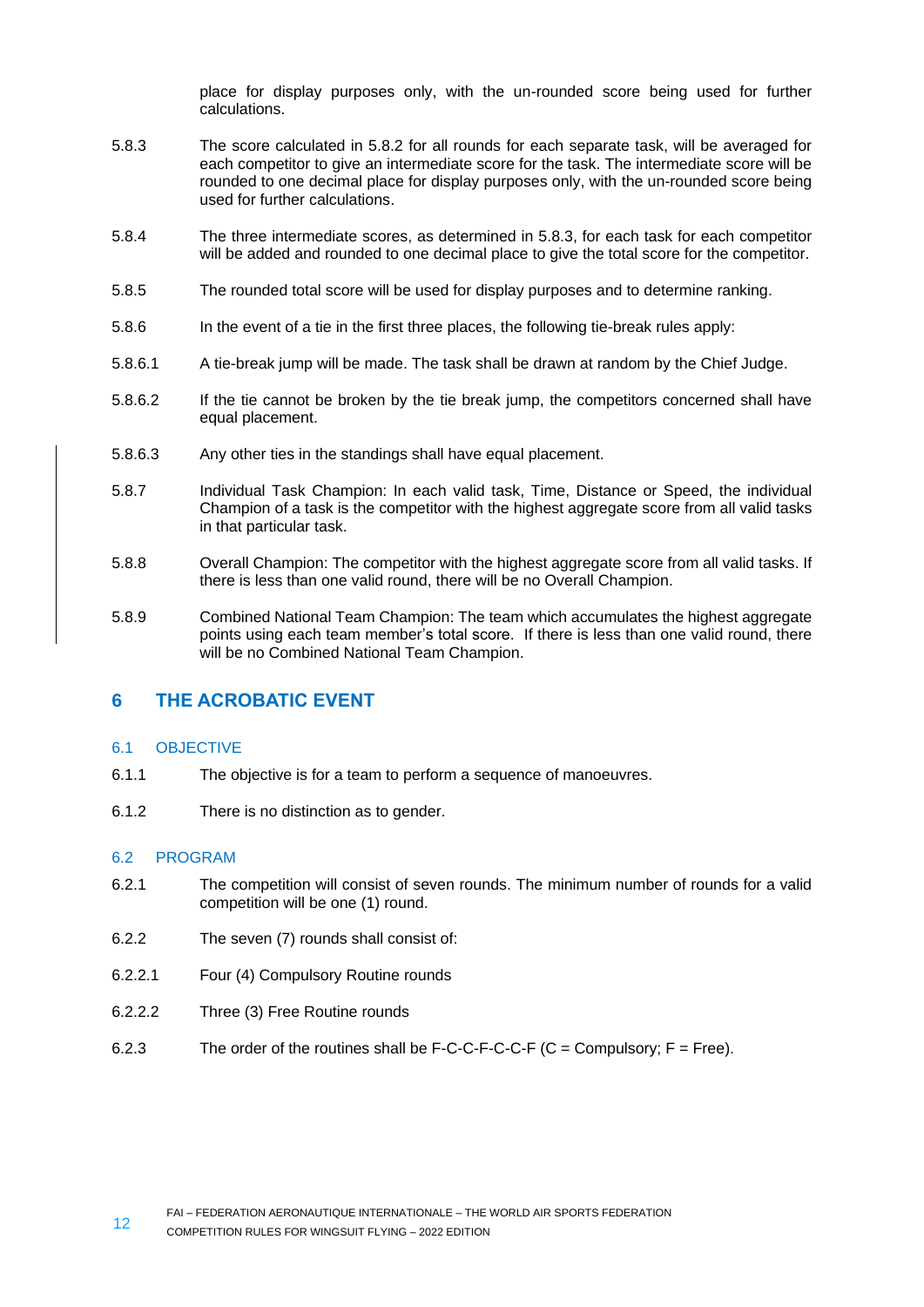place for display purposes only, with the un-rounded score being used for further calculations.

5.8.3 The score calculated in 5.8.2 for all rounds for each separate task, will be averaged for each competitor to give an intermediate score for the task. The intermediate score will be rounded to one decimal place for display purposes only, with the un-rounded score being used for further calculations.

5.8.4 The three intermediate scores, as determined in 5.8.3, for each task for each competitor will be added and rounded to one decimal place to give the total score for the competitor.

5.8.5 The rounded total score will be used for display purposes and to determine ranking.

5.8.6 In the event of a tie in the first three places, the following tie-break rules apply:

5.8.6.1 A tie-break jump will be made. The task shall be drawn at random by the Chief Judge.

5.8.6.2 If the tie cannot be broken by the tie break jump, the competitors concerned shall have equal placement.

5.8.6.3 Any other ties in the standings shall have equal placement.

5.8.7 Individual Task Champion: In each valid task, Time, Distance or Speed, the individual Champion of a task is the competitor with the highest aggregate score from all valid tasks in that particular task.

5.8.8 Overall Champion: The competitor with the highest aggregate score from all valid tasks. If there is less than one valid round, there will be no Overall Champion.

5.8.9 Combined National Team Champion: The team which accumulates the highest aggregate points using each team member's total score. If there is less than one valid round, there will be no Combined National Team Champion.

# 6 THE ACROBATIC EVENT

## 6.1 OBJECTIVE

6.1.1 The objective is for a team to perform a sequence of manoeuvres.

6.1.2 There is no distinction as to gender.

## 6.2 PROGRAM

6.2.1 The competition will consist of seven rounds. The minimum number of rounds for a valid competition will be one (1) round.

6.2.2 The seven (7) rounds shall consist of:

6.2.2.1 Four (4) Compulsory Routine rounds

6.2.2.2 Three (3) Free Routine rounds

6.2.3 The order of the routines shall be F-C-C-F-C-C-F (C = Compulsory; F = Free).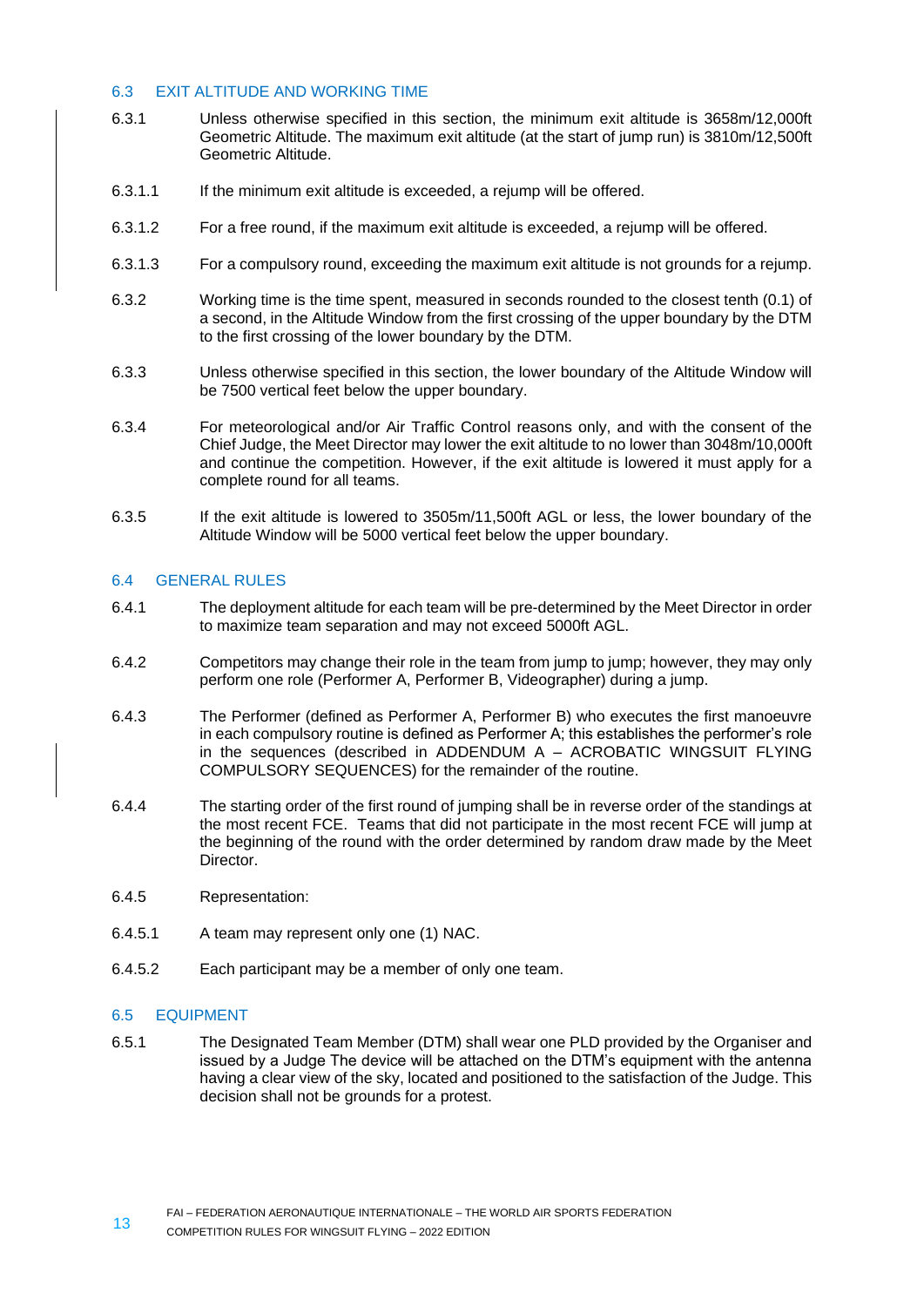## 6.3 EXIT ALTITUDE AND WORKING TIME

6.3.1 Unless otherwise specified in this section, the minimum exit altitude is 3658m/12,000ft Geometric Altitude. The maximum exit altitude (at the start of jump run) is 3810m/12,500ft Geometric Altitude.

6.3.1.1 If the minimum exit altitude is exceeded, a rejump will be offered.

6.3.1.2 For a free round, if the maximum exit altitude is exceeded, a rejump will be offered.

6.3.1.3 For a compulsory round, exceeding the maximum exit altitude is not grounds for a rejump.

6.3.2 Working time is the time spent, measured in seconds rounded to the closest tenth (0.1) of a second, in the Altitude Window from the first crossing of the upper boundary by the DTM to the first crossing of the lower boundary by the DTM.

6.3.3 Unless otherwise specified in this section, the lower boundary of the Altitude Window will be 7500 vertical feet below the upper boundary.

6.3.4 For meteorological and/or Air Traffic Control reasons only, and with the consent of the Chief Judge, the Meet Director may lower the exit altitude to no lower than 3048m/10,000ft and continue the competition. However, if the exit altitude is lowered it must apply for a complete round for all teams.

6.3.5 If the exit altitude is lowered to 3505m/11,500ft AGL or less, the lower boundary of the Altitude Window will be 5000 vertical feet below the upper boundary.

## 6.4 GENERAL RULES

6.4.1 The deployment altitude for each team will be pre-determined by the Meet Director in order to maximize team separation and may not exceed 5000ft AGL.

6.4.2 Competitors may change their role in the team from jump to jump; however, they may only perform one role (Performer A, Performer B, Videographer) during a jump.

6.4.3 The Performer (defined as Performer A, Performer B) who executes the first manoeuvre in each compulsory routine is defined as Performer A; this establishes the performer's role in the sequences (described in ADDENDUM A – ACROBATIC WINGSUIT FLYING COMPULSORY SEQUENCES) for the remainder of the routine.

6.4.4 The starting order of the first round of jumping shall be in reverse order of the standings at the most recent FCE. Teams that did not participate in the most recent FCE will jump at the beginning of the round with the order determined by random draw made by the Meet Director.

6.4.5 Representation:

6.4.5.1 A team may represent only one (1) NAC.

6.4.5.2 Each participant may be a member of only one team.

## 6.5 EQUIPMENT

6.5.1 The Designated Team Member (DTM) shall wear one PLD provided by the Organiser and issued by a Judge The device will be attached on the DTM's equipment with the antenna having a clear view of the sky, located and positioned to the satisfaction of the Judge. This decision shall not be grounds for a protest.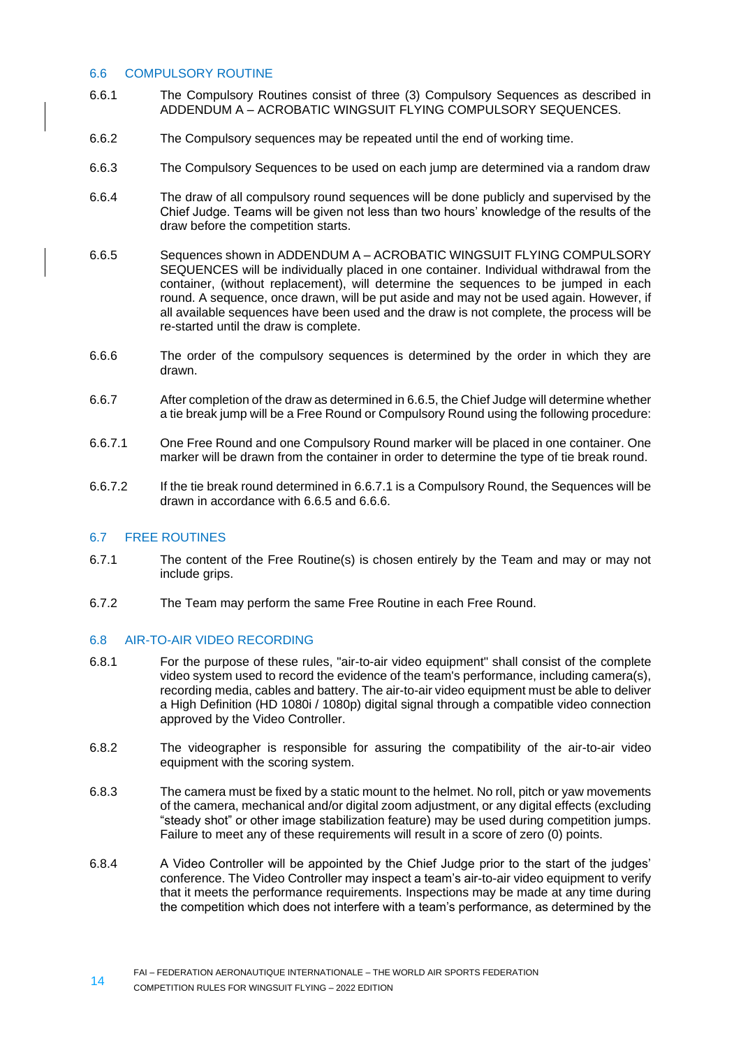## 6.6 COMPULSORY ROUTINE

6.6.1 The Compulsory Routines consist of three (3) Compulsory Sequences as described in ADDENDUM A – ACROBATIC WINGSUIT FLYING COMPULSORY SEQUENCES.

6.6.2 The Compulsory sequences may be repeated until the end of working time.

6.6.3 The Compulsory Sequences to be used on each jump are determined via a random draw

6.6.4 The draw of all compulsory round sequences will be done publicly and supervised by the Chief Judge. Teams will be given not less than two hours' knowledge of the results of the draw before the competition starts.

6.6.5 Sequences shown in ADDENDUM A – ACROBATIC WINGSUIT FLYING COMPULSORY SEQUENCES will be individually placed in one container. Individual withdrawal from the container, (without replacement), will determine the sequences to be jumped in each round. A sequence, once drawn, will be put aside and may not be used again. However, if all available sequences have been used and the draw is not complete, the process will be re-started until the draw is complete.

6.6.6 The order of the compulsory sequences is determined by the order in which they are drawn.

6.6.7 After completion of the draw as determined in 6.6.5, the Chief Judge will determine whether a tie break jump will be a Free Round or Compulsory Round using the following procedure:

6.6.7.1 One Free Round and one Compulsory Round marker will be placed in one container. One marker will be drawn from the container in order to determine the type of tie break round.

6.6.7.2 If the tie break round determined in 6.6.7.1 is a Compulsory Round, the Sequences will be drawn in accordance with 6.6.5 and 6.6.6.

## 6.7 FREE ROUTINES

6.7.1 The content of the Free Routine(s) is chosen entirely by the Team and may or may not include grips.

6.7.2 The Team may perform the same Free Routine in each Free Round.

## 6.8 AIR-TO-AIR VIDEO RECORDING

6.8.1 For the purpose of these rules, "air-to-air video equipment" shall consist of the complete video system used to record the evidence of the team's performance, including camera(s), recording media, cables and battery. The air-to-air video equipment must be able to deliver a High Definition (HD 1080i / 1080p) digital signal through a compatible video connection approved by the Video Controller.

6.8.2 The videographer is responsible for assuring the compatibility of the air-to-air video equipment with the scoring system.

6.8.3 The camera must be fixed by a static mount to the helmet. No roll, pitch or yaw movements of the camera, mechanical and/or digital zoom adjustment, or any digital effects (excluding "steady shot" or other image stabilization feature) may be used during competition jumps. Failure to meet any of these requirements will result in a score of zero (0) points.

6.8.4 A Video Controller will be appointed by the Chief Judge prior to the start of the judges' conference. The Video Controller may inspect a team's air-to-air video equipment to verify that it meets the performance requirements. Inspections may be made at any time during the competition which does not interfere with a team's performance, as determined by the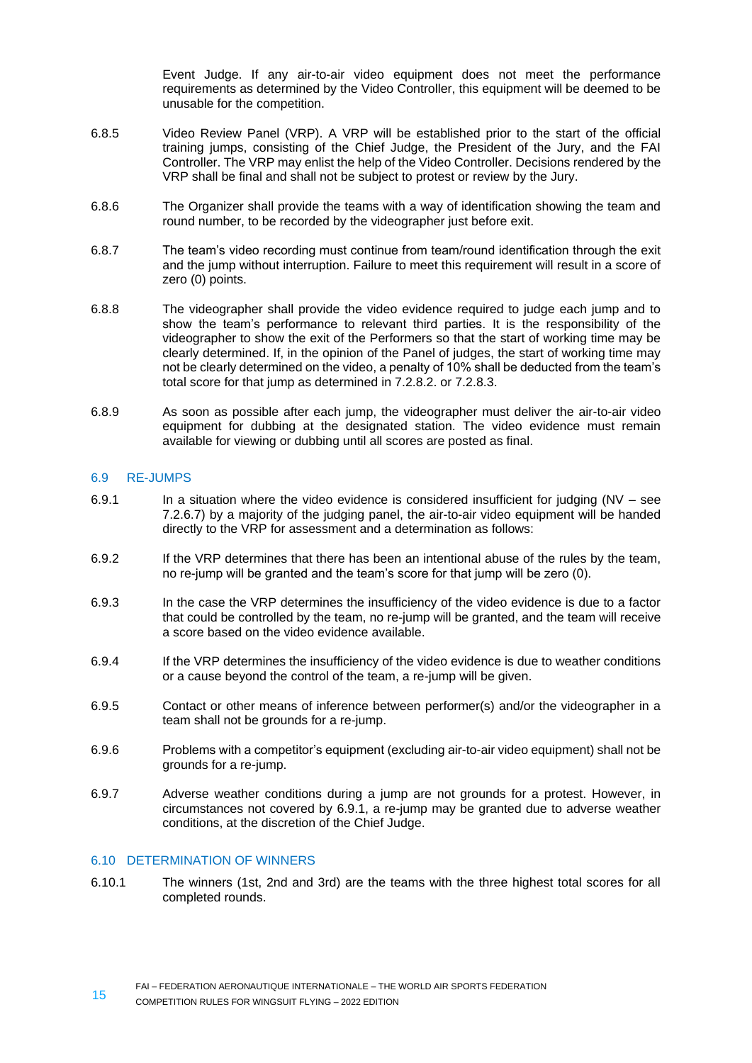Event Judge. If any air-to-air video equipment does not meet the performance requirements as determined by the Video Controller, this equipment will be deemed to be unusable for the competition.

6.8.5 Video Review Panel (VRP). A VRP will be established prior to the start of the official training jumps, consisting of the Chief Judge, the President of the Jury, and the FAI Controller. The VRP may enlist the help of the Video Controller. Decisions rendered by the VRP shall be final and shall not be subject to protest or review by the Jury.

6.8.6 The Organizer shall provide the teams with a way of identification showing the team and round number, to be recorded by the videographer just before exit.

6.8.7 The team's video recording must continue from team/round identification through the exit and the jump without interruption. Failure to meet this requirement will result in a score of zero (0) points.

6.8.8 The videographer shall provide the video evidence required to judge each jump and to show the team's performance to relevant third parties. It is the responsibility of the videographer to show the exit of the Performers so that the start of working time may be clearly determined. If, in the opinion of the Panel of judges, the start of working time may not be clearly determined on the video, a penalty of 10% shall be deducted from the team's total score for that jump as determined in 7.2.8.2. or 7.2.8.3.

6.8.9 As soon as possible after each jump, the videographer must deliver the air-to-air video equipment for dubbing at the designated station. The video evidence must remain available for viewing or dubbing until all scores are posted as final.

## 6.9 RE-JUMPS

6.9.1 In a situation where the video evidence is considered insufficient for judging (NV – see 7.2.6.7) by a majority of the judging panel, the air-to-air video equipment will be handed directly to the VRP for assessment and a determination as follows:

6.9.2 If the VRP determines that there has been an intentional abuse of the rules by the team, no re-jump will be granted and the team's score for that jump will be zero (0).

6.9.3 In the case the VRP determines the insufficiency of the video evidence is due to a factor that could be controlled by the team, no re-jump will be granted, and the team will receive a score based on the video evidence available.

6.9.4 If the VRP determines the insufficiency of the video evidence is due to weather conditions or a cause beyond the control of the team, a re-jump will be given.

6.9.5 Contact or other means of inference between performer(s) and/or the videographer in a team shall not be grounds for a re-jump.

6.9.6 Problems with a competitor's equipment (excluding air-to-air video equipment) shall not be grounds for a re-jump.

6.9.7 Adverse weather conditions during a jump are not grounds for a protest. However, in circumstances not covered by 6.9.1, a re-jump may be granted due to adverse weather conditions, at the discretion of the Chief Judge.

## 6.10 DETERMINATION OF WINNERS

6.10.1 The winners (1st, 2nd and 3rd) are the teams with the three highest total scores for all completed rounds.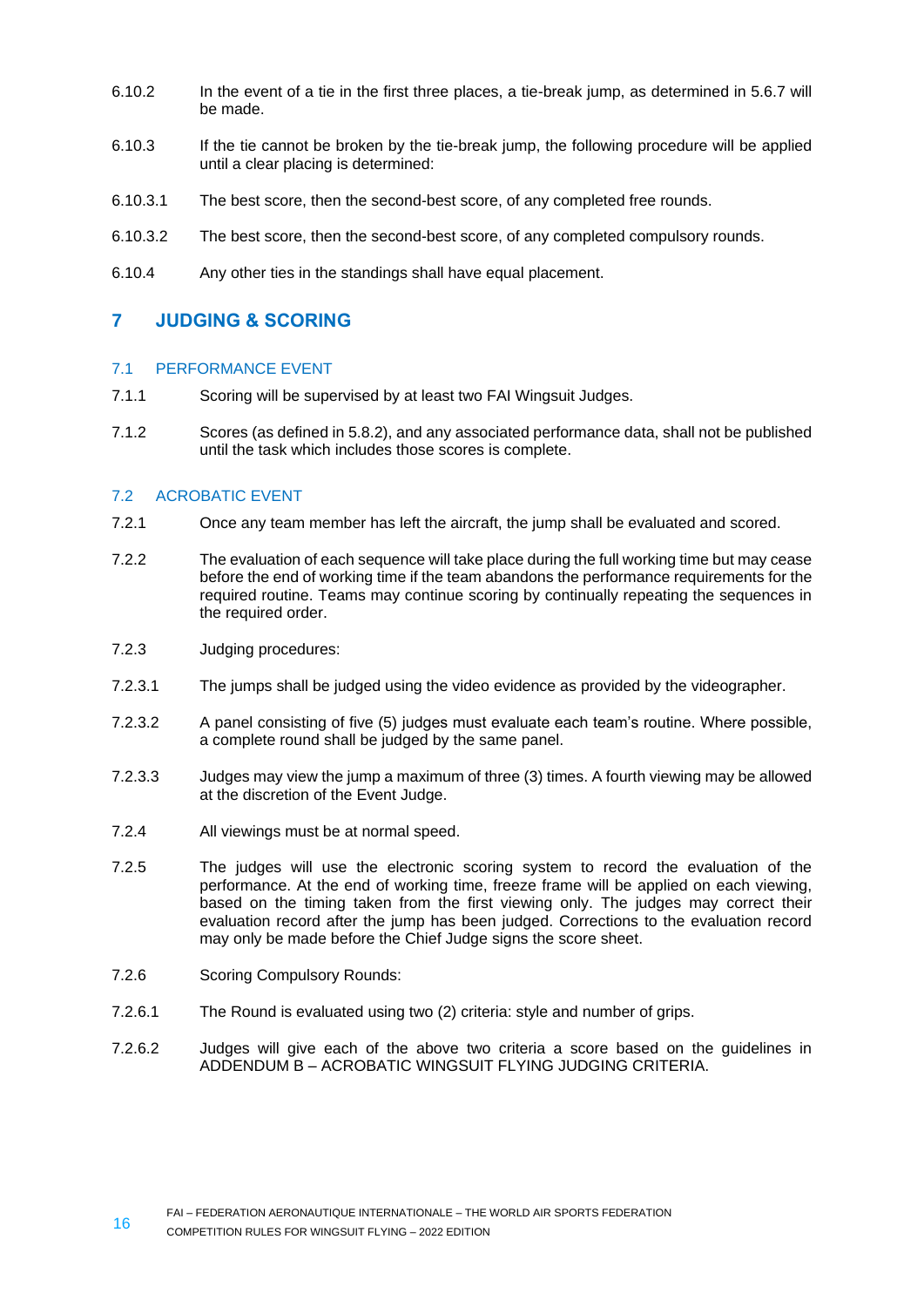6.10.2 In the event of a tie in the first three places, a tie-break jump, as determined in 5.6.7 will be made.

6.10.3 If the tie cannot be broken by the tie-break jump, the following procedure will be applied until a clear placing is determined:

6.10.3.1 The best score, then the second-best score, of any completed free rounds.

6.10.3.2 The best score, then the second-best score, of any completed compulsory rounds.

6.10.4 Any other ties in the standings shall have equal placement.

# 7 JUDGING & SCORING

## 7.1 PERFORMANCE EVENT

7.1.1 Scoring will be supervised by at least two FAI Wingsuit Judges.

7.1.2 Scores (as defined in 5.8.2), and any associated performance data, shall not be published until the task which includes those scores is complete.

## 7.2 ACROBATIC EVENT

7.2.1 Once any team member has left the aircraft, the jump shall be evaluated and scored.

7.2.2 The evaluation of each sequence will take place during the full working time but may cease before the end of working time if the team abandons the performance requirements for the required routine. Teams may continue scoring by continually repeating the sequences in the required order.

7.2.3 Judging procedures:

7.2.3.1 The jumps shall be judged using the video evidence as provided by the videographer.

7.2.3.2 A panel consisting of five (5) judges must evaluate each team's routine. Where possible, a complete round shall be judged by the same panel.

7.2.3.3 Judges may view the jump a maximum of three (3) times. A fourth viewing may be allowed at the discretion of the Event Judge.

7.2.4 All viewings must be at normal speed.

7.2.5 The judges will use the electronic scoring system to record the evaluation of the performance. At the end of working time, freeze frame will be applied on each viewing, based on the timing taken from the first viewing only. The judges may correct their evaluation record after the jump has been judged. Corrections to the evaluation record may only be made before the Chief Judge signs the score sheet.

7.2.6 Scoring Compulsory Rounds:

7.2.6.1 The Round is evaluated using two (2) criteria: style and number of grips.

7.2.6.2 Judges will give each of the above two criteria a score based on the guidelines in ADDENDUM B – ACROBATIC WINGSUIT FLYING JUDGING CRITERIA.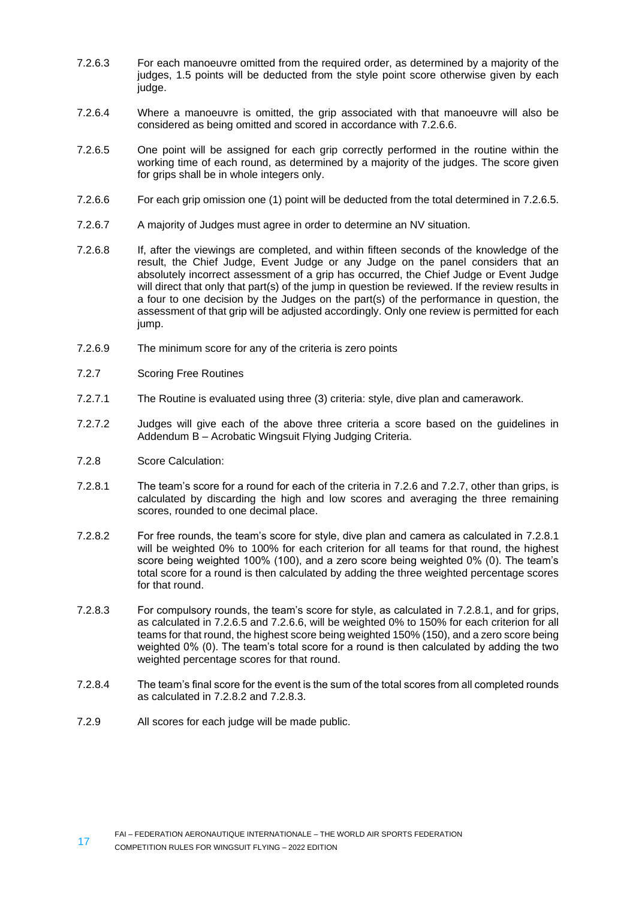7.2.6.3 For each manoeuvre omitted from the required order, as determined by a majority of the judges, 1.5 points will be deducted from the style point score otherwise given by each judge.

7.2.6.4 Where a manoeuvre is omitted, the grip associated with that manoeuvre will also be considered as being omitted and scored in accordance with 7.2.6.6.

7.2.6.5 One point will be assigned for each grip correctly performed in the routine within the working time of each round, as determined by a majority of the judges. The score given for grips shall be in whole integers only.

7.2.6.6 For each grip omission one (1) point will be deducted from the total determined in 7.2.6.5.

7.2.6.7 A majority of Judges must agree in order to determine an NV situation.

7.2.6.8 If, after the viewings are completed, and within fifteen seconds of the knowledge of the result, the Chief Judge, Event Judge or any Judge on the panel considers that an absolutely incorrect assessment of a grip has occurred, the Chief Judge or Event Judge will direct that only that part(s) of the jump in question be reviewed. If the review results in a four to one decision by the Judges on the part(s) of the performance in question, the assessment of that grip will be adjusted accordingly. Only one review is permitted for each jump.

7.2.6.9 The minimum score for any of the criteria is zero points

7.2.7 Scoring Free Routines

7.2.7.1 The Routine is evaluated using three (3) criteria: style, dive plan and camerawork.

7.2.7.2 Judges will give each of the above three criteria a score based on the guidelines in Addendum B – Acrobatic Wingsuit Flying Judging Criteria.

7.2.8 Score Calculation:

7.2.8.1 The team's score for a round for each of the criteria in 7.2.6 and 7.2.7, other than grips, is calculated by discarding the high and low scores and averaging the three remaining scores, rounded to one decimal place.

7.2.8.2 For free rounds, the team's score for style, dive plan and camera as calculated in 7.2.8.1 will be weighted 0% to 100% for each criterion for all teams for that round, the highest score being weighted 100% (100), and a zero score being weighted 0% (0). The team's total score for a round is then calculated by adding the three weighted percentage scores for that round.

7.2.8.3 For compulsory rounds, the team's score for style, as calculated in 7.2.8.1, and for grips, as calculated in 7.2.6.5 and 7.2.6.6, will be weighted 0% to 150% for each criterion for all teams for that round, the highest score being weighted 150% (150), and a zero score being weighted 0% (0). The team's total score for a round is then calculated by adding the two weighted percentage scores for that round.

7.2.8.4 The team's final score for the event is the sum of the total scores from all completed rounds as calculated in 7.2.8.2 and 7.2.8.3.

7.2.9 All scores for each judge will be made public.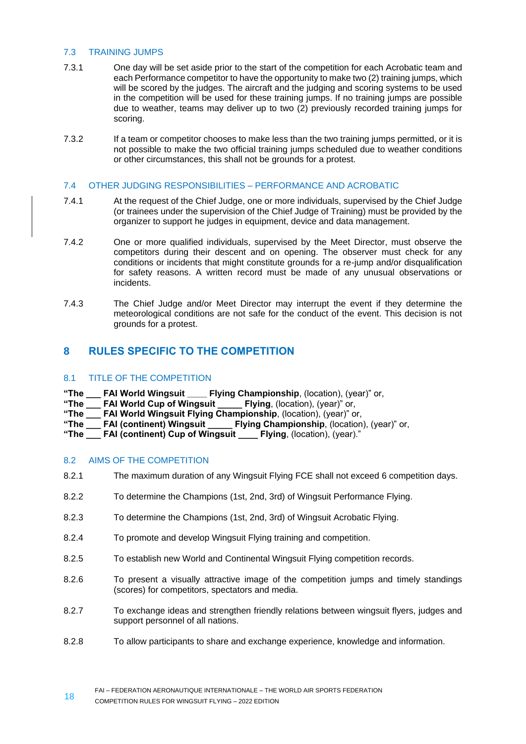### 7.3 TRAINING JUMPS

7.3.1 One day will be set aside prior to the start of the competition for each Acrobatic team and each Performance competitor to have the opportunity to make two (2) training jumps, which will be scored by the judges. The aircraft and the judging and scoring systems to be used in the competition will be used for these training jumps. If no training jumps are possible due to weather, teams may deliver up to two (2) previously recorded training jumps for scoring.

7.3.2 If a team or competitor chooses to make less than the two training jumps permitted, or it is not possible to make the two official training jumps scheduled due to weather conditions or other circumstances, this shall not be grounds for a protest.

### 7.4 OTHER JUDGING RESPONSIBILITIES – PERFORMANCE AND ACROBATIC

7.4.1 At the request of the Chief Judge, one or more individuals, supervised by the Chief Judge (or trainees under the supervision of the Chief Judge of Training) must be provided by the organizer to support he judges in equipment, device and data management.

7.4.2 One or more qualified individuals, supervised by the Meet Director, must observe the competitors during their descent and on opening. The observer must check for any conditions or incidents that might constitute grounds for a re-jump and/or disqualification for safety reasons. A written record must be made of any unusual observations or incidents.

7.4.3 The Chief Judge and/or Meet Director may interrupt the event if they determine the meteorological conditions are not safe for the conduct of the event. This decision is not grounds for a protest.

## 8 RULES SPECIFIC TO THE COMPETITION

### 8.1 TITLE OF THE COMPETITION

**"The ___ FAI World Wingsuit ____ Flying Championship**, (location), (year)" or,
**"The ___ FAI World Cup of Wingsuit _____ Flying**, (location), (year)" or,
**"The ___ FAI World Wingsuit Flying Championship**, (location), (year)" or,
**"The ___ FAI (continent) Wingsuit _____ Flying Championship**, (location), (year)" or,
**"The ___ FAI (continent) Cup of Wingsuit ____ Flying**, (location), (year)."

### 8.2 AIMS OF THE COMPETITION

8.2.1 The maximum duration of any Wingsuit Flying FCE shall not exceed 6 competition days.

8.2.2 To determine the Champions (1st, 2nd, 3rd) of Wingsuit Performance Flying.

8.2.3 To determine the Champions (1st, 2nd, 3rd) of Wingsuit Acrobatic Flying.

8.2.4 To promote and develop Wingsuit Flying training and competition.

8.2.5 To establish new World and Continental Wingsuit Flying competition records.

8.2.6 To present a visually attractive image of the competition jumps and timely standings (scores) for competitors, spectators and media.

8.2.7 To exchange ideas and strengthen friendly relations between wingsuit flyers, judges and support personnel of all nations.

8.2.8 To allow participants to share and exchange experience, knowledge and information.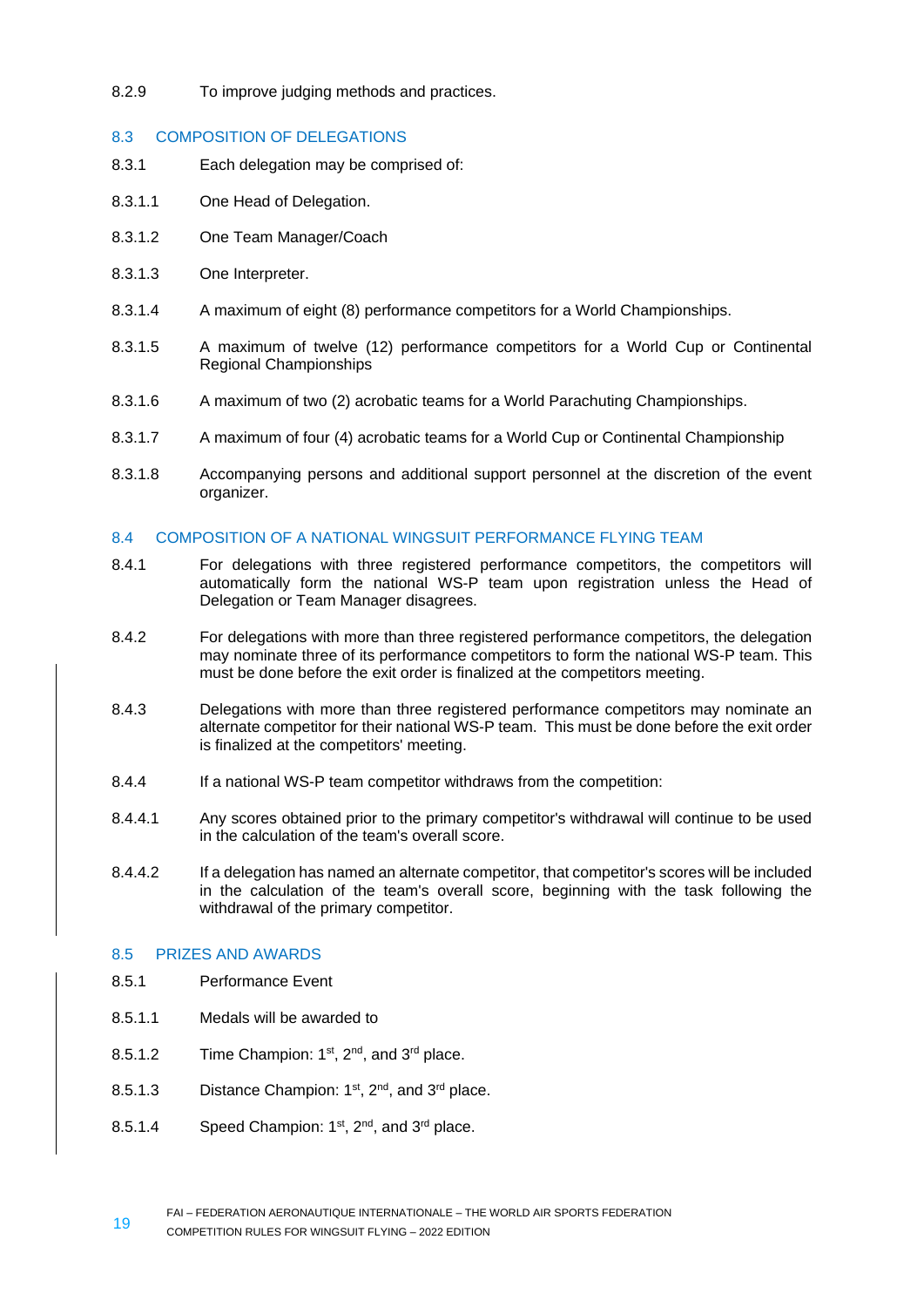8.2.9 To improve judging methods and practices.

## 8.3 COMPOSITION OF DELEGATIONS

8.3.1 Each delegation may be comprised of:

8.3.1.1 One Head of Delegation.

8.3.1.2 One Team Manager/Coach

8.3.1.3 One Interpreter.

8.3.1.4 A maximum of eight (8) performance competitors for a World Championships.

8.3.1.5 A maximum of twelve (12) performance competitors for a World Cup or Continental Regional Championships

8.3.1.6 A maximum of two (2) acrobatic teams for a World Parachuting Championships.

8.3.1.7 A maximum of four (4) acrobatic teams for a World Cup or Continental Championship

8.3.1.8 Accompanying persons and additional support personnel at the discretion of the event organizer.

## 8.4 COMPOSITION OF A NATIONAL WINGSUIT PERFORMANCE FLYING TEAM

8.4.1 For delegations with three registered performance competitors, the competitors will automatically form the national WS-P team upon registration unless the Head of Delegation or Team Manager disagrees.

8.4.2 For delegations with more than three registered performance competitors, the delegation may nominate three of its performance competitors to form the national WS-P team. This must be done before the exit order is finalized at the competitors meeting.

8.4.3 Delegations with more than three registered performance competitors may nominate an alternate competitor for their national WS-P team. This must be done before the exit order is finalized at the competitors' meeting.

8.4.4 If a national WS-P team competitor withdraws from the competition:

8.4.4.1 Any scores obtained prior to the primary competitor's withdrawal will continue to be used in the calculation of the team's overall score.

8.4.4.2 If a delegation has named an alternate competitor, that competitor's scores will be included in the calculation of the team's overall score, beginning with the task following the withdrawal of the primary competitor.

## 8.5 PRIZES AND AWARDS

8.5.1 Performance Event

8.5.1.1 Medals will be awarded to

8.5.1.2 Time Champion: 1st, 2nd, and 3rd place.

8.5.1.3 Distance Champion: 1st, 2nd, and 3rd place.

8.5.1.4 Speed Champion: 1st, 2nd, and 3rd place.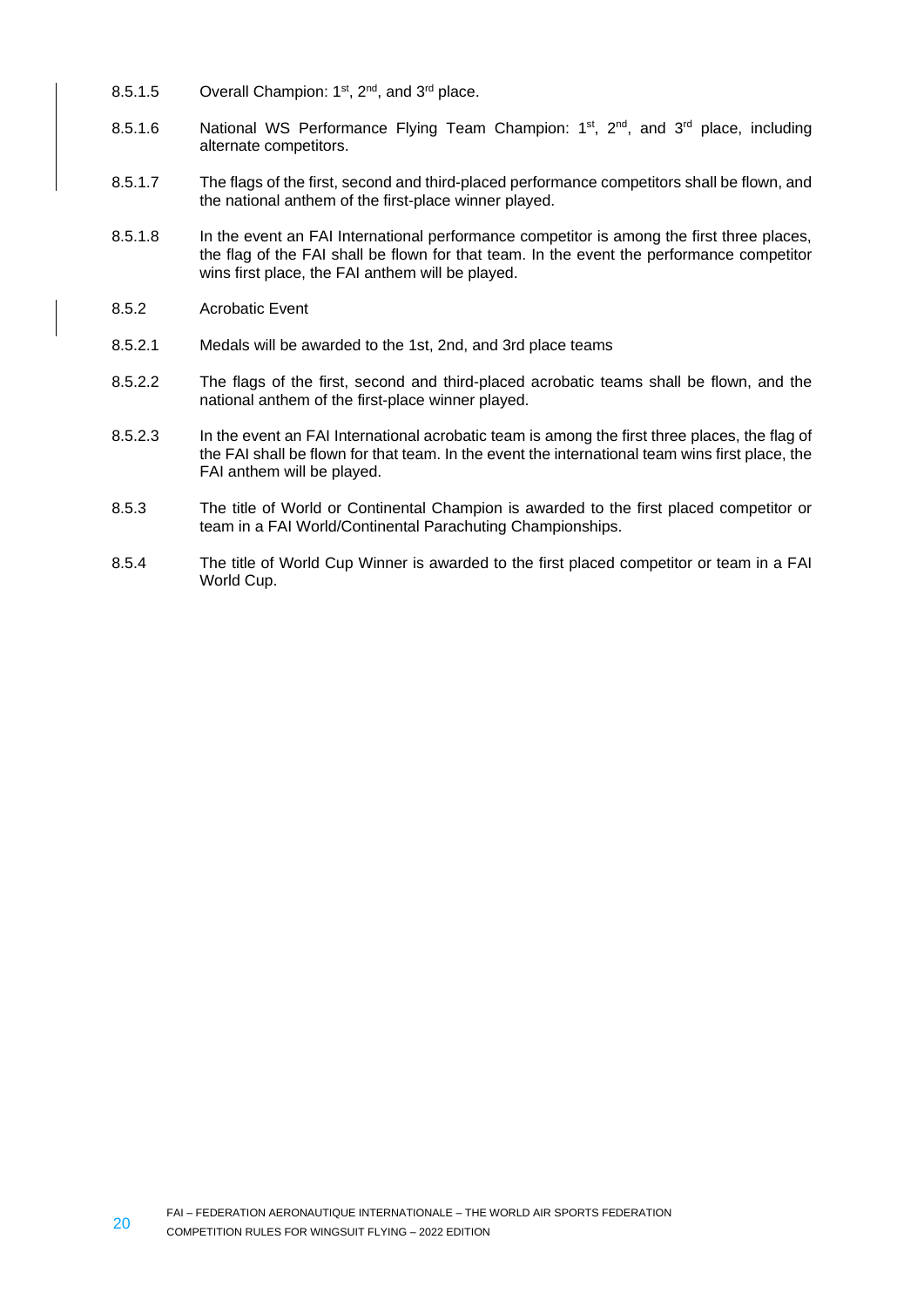8.5.1.5 Overall Champion: 1st, 2nd, and 3rd place.

8.5.1.6 National WS Performance Flying Team Champion: 1st, 2nd, and 3rd place, including alternate competitors.

8.5.1.7 The flags of the first, second and third-placed performance competitors shall be flown, and the national anthem of the first-place winner played.

8.5.1.8 In the event an FAI International performance competitor is among the first three places, the flag of the FAI shall be flown for that team. In the event the performance competitor wins first place, the FAI anthem will be played.

8.5.2 Acrobatic Event

8.5.2.1 Medals will be awarded to the 1st, 2nd, and 3rd place teams

8.5.2.2 The flags of the first, second and third-placed acrobatic teams shall be flown, and the national anthem of the first-place winner played.

8.5.2.3 In the event an FAI International acrobatic team is among the first three places, the flag of the FAI shall be flown for that team. In the event the international team wins first place, the FAI anthem will be played.

8.5.3 The title of World or Continental Champion is awarded to the first placed competitor or team in a FAI World/Continental Parachuting Championships.

8.5.4 The title of World Cup Winner is awarded to the first placed competitor or team in a FAI World Cup.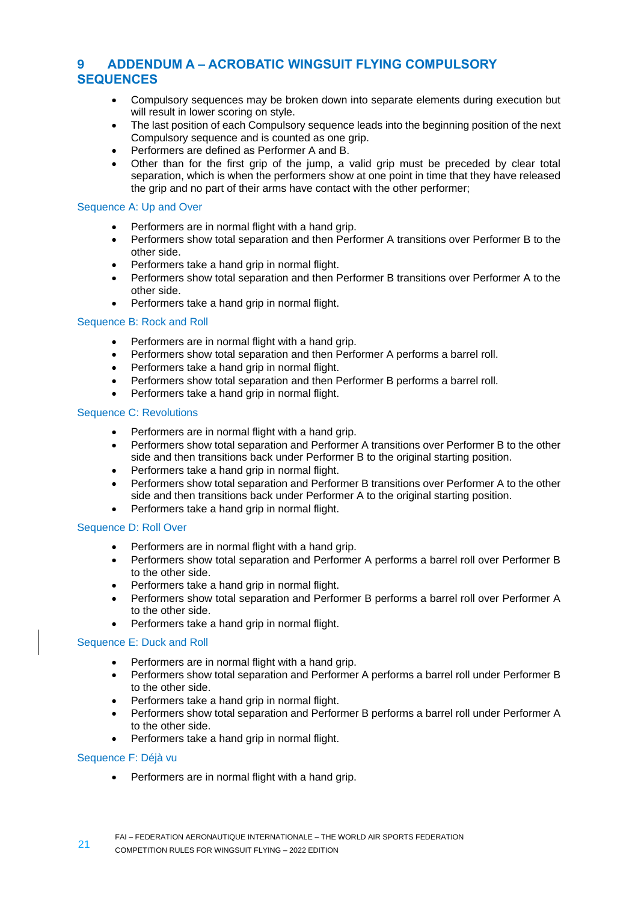## 9 ADDENDUM A – ACROBATIC WINGSUIT FLYING COMPULSORY SEQUENCES

- Compulsory sequences may be broken down into separate elements during execution but will result in lower scoring on style.
- The last position of each Compulsory sequence leads into the beginning position of the next Compulsory sequence and is counted as one grip.
- Performers are defined as Performer A and B.
- Other than for the first grip of the jump, a valid grip must be preceded by clear total separation, which is when the performers show at one point in time that they have released the grip and no part of their arms have contact with the other performer;

### Sequence A: Up and Over

- Performers are in normal flight with a hand grip.
- Performers show total separation and then Performer A transitions over Performer B to the other side.
- Performers take a hand grip in normal flight.
- Performers show total separation and then Performer B transitions over Performer A to the other side.
- Performers take a hand grip in normal flight.

### Sequence B: Rock and Roll

- Performers are in normal flight with a hand grip.
- Performers show total separation and then Performer A performs a barrel roll.
- Performers take a hand grip in normal flight.
- Performers show total separation and then Performer B performs a barrel roll.
- Performers take a hand grip in normal flight.

### Sequence C: Revolutions

- Performers are in normal flight with a hand grip.
- Performers show total separation and Performer A transitions over Performer B to the other side and then transitions back under Performer B to the original starting position.
- Performers take a hand grip in normal flight.
- Performers show total separation and Performer B transitions over Performer A to the other side and then transitions back under Performer A to the original starting position.
- Performers take a hand grip in normal flight.

### Sequence D: Roll Over

- Performers are in normal flight with a hand grip.
- Performers show total separation and Performer A performs a barrel roll over Performer B to the other side.
- Performers take a hand grip in normal flight.
- Performers show total separation and Performer B performs a barrel roll over Performer A to the other side.
- Performers take a hand grip in normal flight.

### Sequence E: Duck and Roll

- Performers are in normal flight with a hand grip.
- Performers show total separation and Performer A performs a barrel roll under Performer B to the other side.
- Performers take a hand grip in normal flight.
- Performers show total separation and Performer B performs a barrel roll under Performer A to the other side.
- Performers take a hand grip in normal flight.

### Sequence F: Déjà vu

- Performers are in normal flight with a hand grip.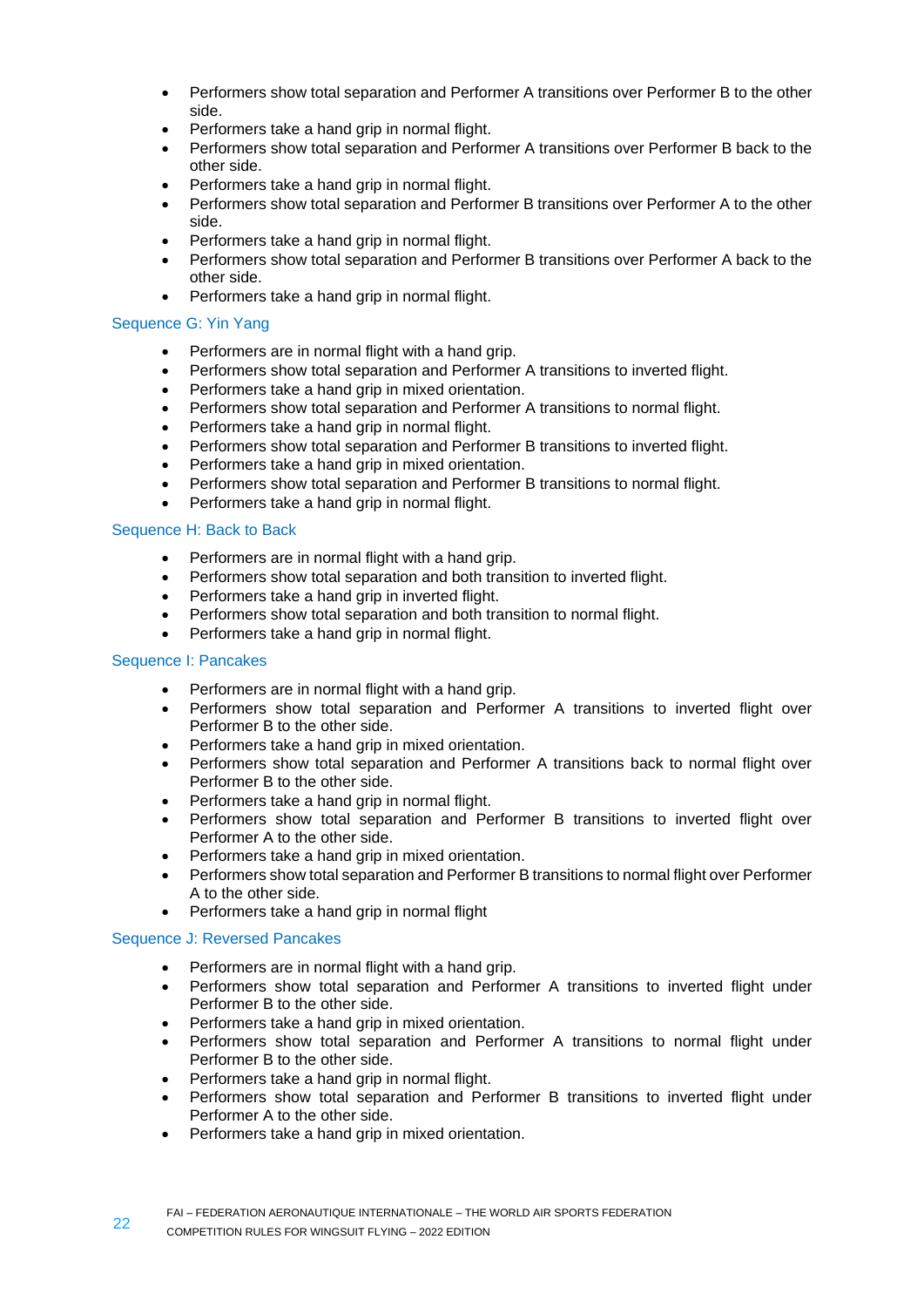- Performers show total separation and Performer A transitions over Performer B to the other side.
- Performers take a hand grip in normal flight.
- Performers show total separation and Performer A transitions over Performer B back to the other side.
- Performers take a hand grip in normal flight.
- Performers show total separation and Performer B transitions over Performer A to the other side.
- Performers take a hand grip in normal flight.
- Performers show total separation and Performer B transitions over Performer A back to the other side.
- Performers take a hand grip in normal flight.

### Sequence G: Yin Yang

- Performers are in normal flight with a hand grip.
- Performers show total separation and Performer A transitions to inverted flight.
- Performers take a hand grip in mixed orientation.
- Performers show total separation and Performer A transitions to normal flight.
- Performers take a hand grip in normal flight.
- Performers show total separation and Performer B transitions to inverted flight.
- Performers take a hand grip in mixed orientation.
- Performers show total separation and Performer B transitions to normal flight.
- Performers take a hand grip in normal flight.

### Sequence H: Back to Back

- Performers are in normal flight with a hand grip.
- Performers show total separation and both transition to inverted flight.
- Performers take a hand grip in inverted flight.
- Performers show total separation and both transition to normal flight.
- Performers take a hand grip in normal flight.

### Sequence I: Pancakes

- Performers are in normal flight with a hand grip.
- Performers show total separation and Performer A transitions to inverted flight over Performer B to the other side.
- Performers take a hand grip in mixed orientation.
- Performers show total separation and Performer A transitions back to normal flight over Performer B to the other side.
- Performers take a hand grip in normal flight.
- Performers show total separation and Performer B transitions to inverted flight over Performer A to the other side.
- Performers take a hand grip in mixed orientation.
- Performers show total separation and Performer B transitions to normal flight over Performer A to the other side.
- Performers take a hand grip in normal flight

### Sequence J: Reversed Pancakes

- Performers are in normal flight with a hand grip.
- Performers show total separation and Performer A transitions to inverted flight under Performer B to the other side.
- Performers take a hand grip in mixed orientation.
- Performers show total separation and Performer A transitions to normal flight under Performer B to the other side.
- Performers take a hand grip in normal flight.
- Performers show total separation and Performer B transitions to inverted flight under Performer A to the other side.
- Performers take a hand grip in mixed orientation.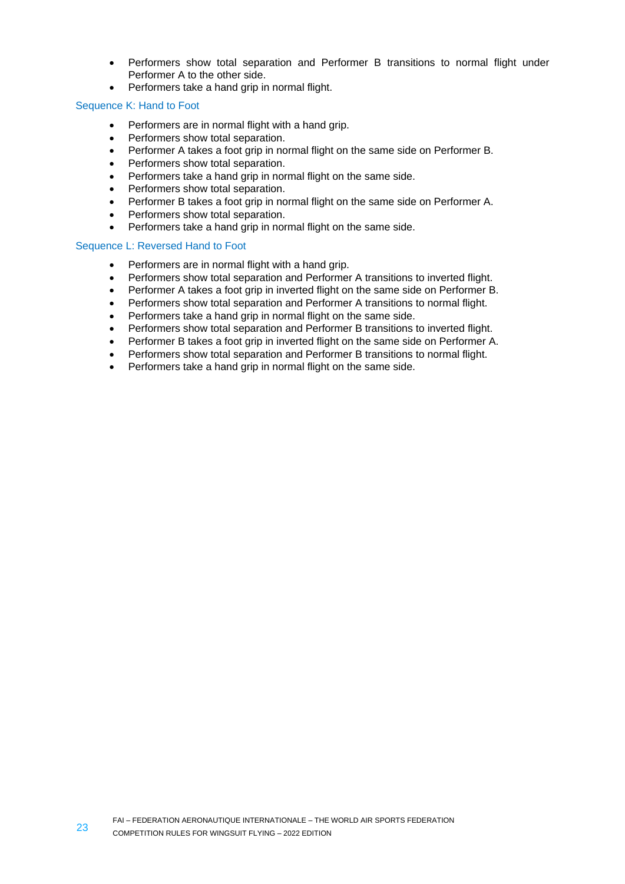- Performers show total separation and Performer B transitions to normal flight under Performer A to the other side.
- Performers take a hand grip in normal flight.

### Sequence K: Hand to Foot

- Performers are in normal flight with a hand grip.
- Performers show total separation.
- Performer A takes a foot grip in normal flight on the same side on Performer B.
- Performers show total separation.
- Performers take a hand grip in normal flight on the same side.
- Performers show total separation.
- Performer B takes a foot grip in normal flight on the same side on Performer A.
- Performers show total separation.
- Performers take a hand grip in normal flight on the same side.

### Sequence L: Reversed Hand to Foot

- Performers are in normal flight with a hand grip.
- Performers show total separation and Performer A transitions to inverted flight.
- Performer A takes a foot grip in inverted flight on the same side on Performer B.
- Performers show total separation and Performer A transitions to normal flight.
- Performers take a hand grip in normal flight on the same side.
- Performers show total separation and Performer B transitions to inverted flight.
- Performer B takes a foot grip in inverted flight on the same side on Performer A.
- Performers show total separation and Performer B transitions to normal flight.
- Performers take a hand grip in normal flight on the same side.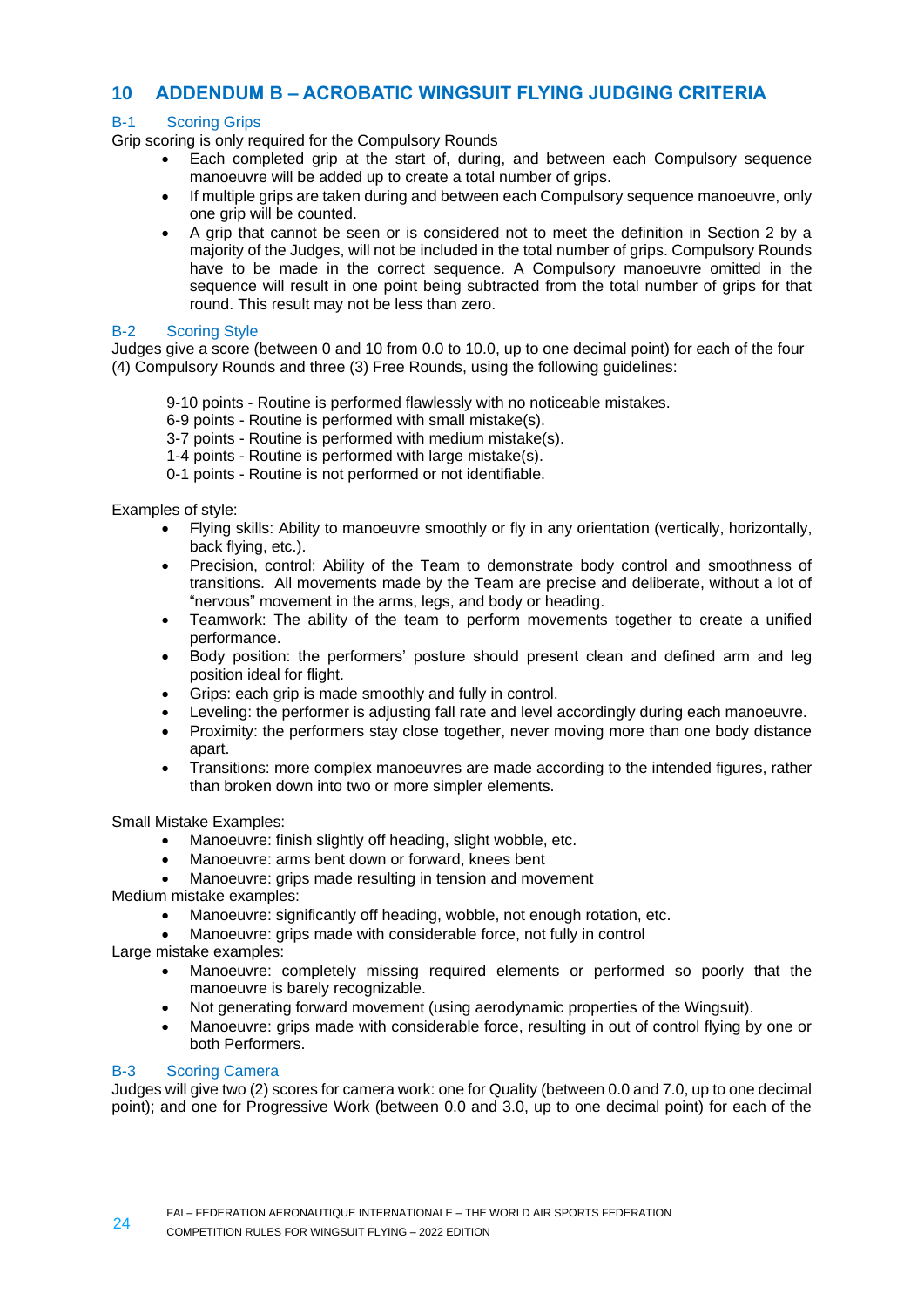## 10 ADDENDUM B – ACROBATIC WINGSUIT FLYING JUDGING CRITERIA

### B-1 Scoring Grips

Grip scoring is only required for the Compulsory Rounds

- Each completed grip at the start of, during, and between each Compulsory sequence manoeuvre will be added up to create a total number of grips.
- If multiple grips are taken during and between each Compulsory sequence manoeuvre, only one grip will be counted.
- A grip that cannot be seen or is considered not to meet the definition in Section 2 by a majority of the Judges, will not be included in the total number of grips. Compulsory Rounds have to be made in the correct sequence. A Compulsory manoeuvre omitted in the sequence will result in one point being subtracted from the total number of grips for that round. This result may not be less than zero.

### B-2 Scoring Style

Judges give a score (between 0 and 10 from 0.0 to 10.0, up to one decimal point) for each of the four (4) Compulsory Rounds and three (3) Free Rounds, using the following guidelines:

9-10 points - Routine is performed flawlessly with no noticeable mistakes.
6-9 points - Routine is performed with small mistake(s).
3-7 points - Routine is performed with medium mistake(s).
1-4 points - Routine is performed with large mistake(s).
0-1 points - Routine is not performed or not identifiable.

Examples of style:

- Flying skills: Ability to manoeuvre smoothly or fly in any orientation (vertically, horizontally, back flying, etc.).
- Precision, control: Ability of the Team to demonstrate body control and smoothness of transitions. All movements made by the Team are precise and deliberate, without a lot of "nervous" movement in the arms, legs, and body or heading.
- Teamwork: The ability of the team to perform movements together to create a unified performance.
- Body position: the performers' posture should present clean and defined arm and leg position ideal for flight.
- Grips: each grip is made smoothly and fully in control.
- Leveling: the performer is adjusting fall rate and level accordingly during each manoeuvre.
- Proximity: the performers stay close together, never moving more than one body distance apart.
- Transitions: more complex manoeuvres are made according to the intended figures, rather than broken down into two or more simpler elements.

Small Mistake Examples:

- Manoeuvre: finish slightly off heading, slight wobble, etc.
- Manoeuvre: arms bent down or forward, knees bent
- Manoeuvre: grips made resulting in tension and movement

Medium mistake examples:

- Manoeuvre: significantly off heading, wobble, not enough rotation, etc.
- Manoeuvre: grips made with considerable force, not fully in control

Large mistake examples:

- Manoeuvre: completely missing required elements or performed so poorly that the manoeuvre is barely recognizable.
- Not generating forward movement (using aerodynamic properties of the Wingsuit).
- Manoeuvre: grips made with considerable force, resulting in out of control flying by one or both Performers.

### B-3 Scoring Camera

Judges will give two (2) scores for camera work: one for Quality (between 0.0 and 7.0, up to one decimal point); and one for Progressive Work (between 0.0 and 3.0, up to one decimal point) for each of the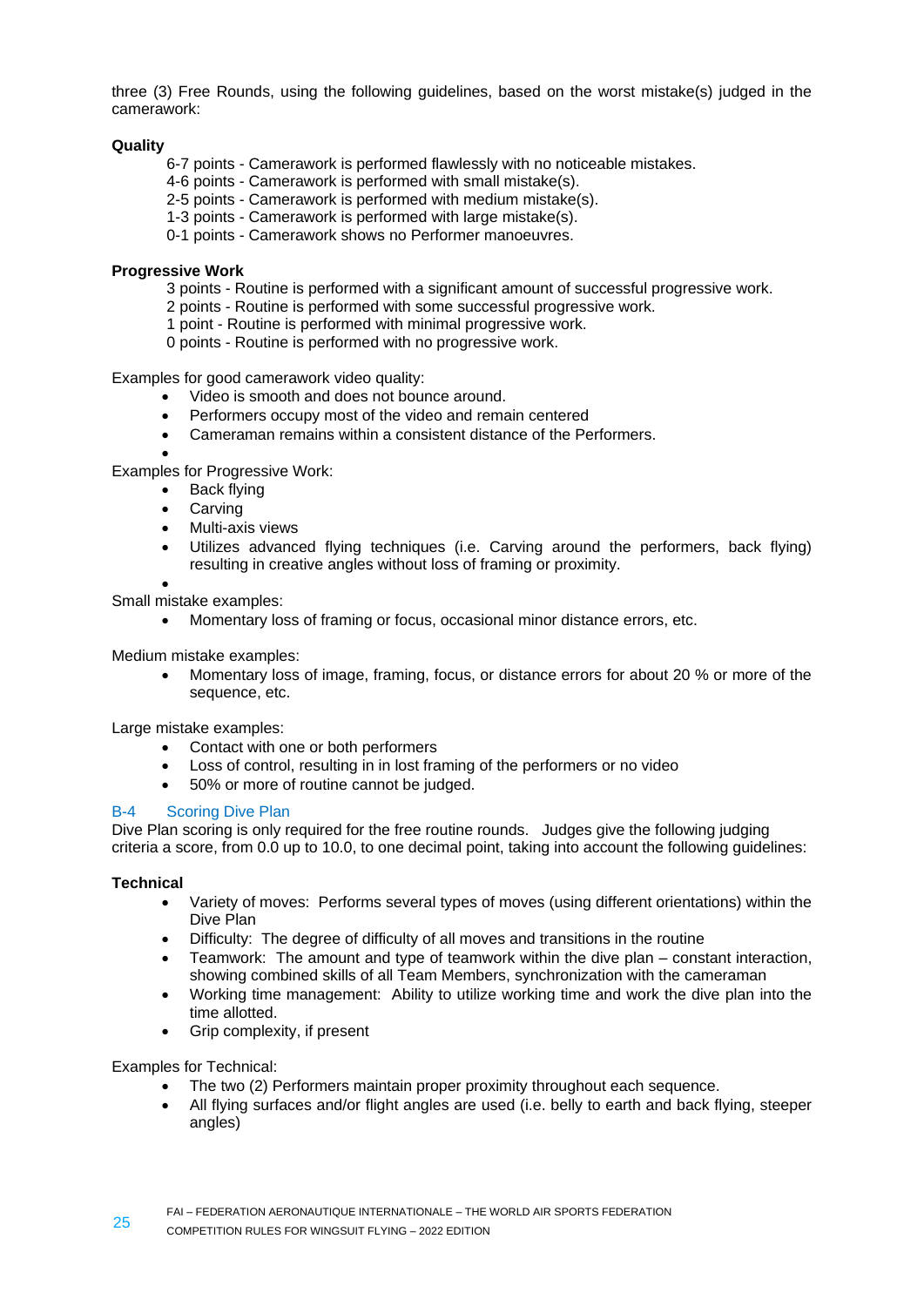three (3) Free Rounds, using the following guidelines, based on the worst mistake(s) judged in the camerawork:

**Quality**

6-7 points - Camerawork is performed flawlessly with no noticeable mistakes.
4-6 points - Camerawork is performed with small mistake(s).
2-5 points - Camerawork is performed with medium mistake(s).
1-3 points - Camerawork is performed with large mistake(s).
0-1 points - Camerawork shows no Performer manoeuvres.

**Progressive Work**

3 points - Routine is performed with a significant amount of successful progressive work.
2 points - Routine is performed with some successful progressive work.
1 point - Routine is performed with minimal progressive work.
0 points - Routine is performed with no progressive work.

Examples for good camerawork video quality:

- Video is smooth and does not bounce around.
- Performers occupy most of the video and remain centered
- Cameraman remains within a consistent distance of the Performers.
-

Examples for Progressive Work:

- Back flying
- Carving
- Multi-axis views
- Utilizes advanced flying techniques (i.e. Carving around the performers, back flying) resulting in creative angles without loss of framing or proximity.
-

Small mistake examples:

- Momentary loss of framing or focus, occasional minor distance errors, etc.

Medium mistake examples:

- Momentary loss of image, framing, focus, or distance errors for about 20 % or more of the sequence, etc.

Large mistake examples:

- Contact with one or both performers
- Loss of control, resulting in in lost framing of the performers or no video
- 50% or more of routine cannot be judged.

## B-4 Scoring Dive Plan

Dive Plan scoring is only required for the free routine rounds. Judges give the following judging criteria a score, from 0.0 up to 10.0, to one decimal point, taking into account the following guidelines:

**Technical**

- Variety of moves: Performs several types of moves (using different orientations) within the Dive Plan
- Difficulty: The degree of difficulty of all moves and transitions in the routine
- Teamwork: The amount and type of teamwork within the dive plan – constant interaction, showing combined skills of all Team Members, synchronization with the cameraman
- Working time management: Ability to utilize working time and work the dive plan into the time allotted.
- Grip complexity, if present

Examples for Technical:

- The two (2) Performers maintain proper proximity throughout each sequence.
- All flying surfaces and/or flight angles are used (i.e. belly to earth and back flying, steeper angles)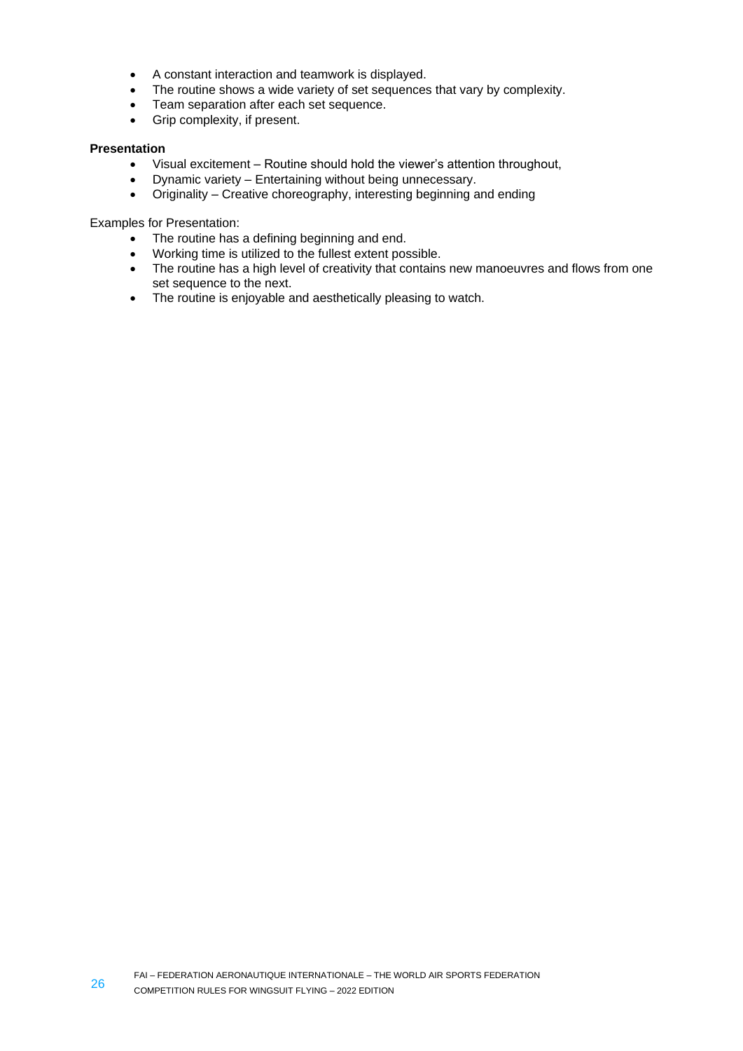- A constant interaction and teamwork is displayed.
- The routine shows a wide variety of set sequences that vary by complexity.
- Team separation after each set sequence.
- Grip complexity, if present.

**Presentation**

- Visual excitement – Routine should hold the viewer's attention throughout,
- Dynamic variety – Entertaining without being unnecessary.
- Originality – Creative choreography, interesting beginning and ending

Examples for Presentation:

- The routine has a defining beginning and end.
- Working time is utilized to the fullest extent possible.
- The routine has a high level of creativity that contains new manoeuvres and flows from one set sequence to the next.
- The routine is enjoyable and aesthetically pleasing to watch.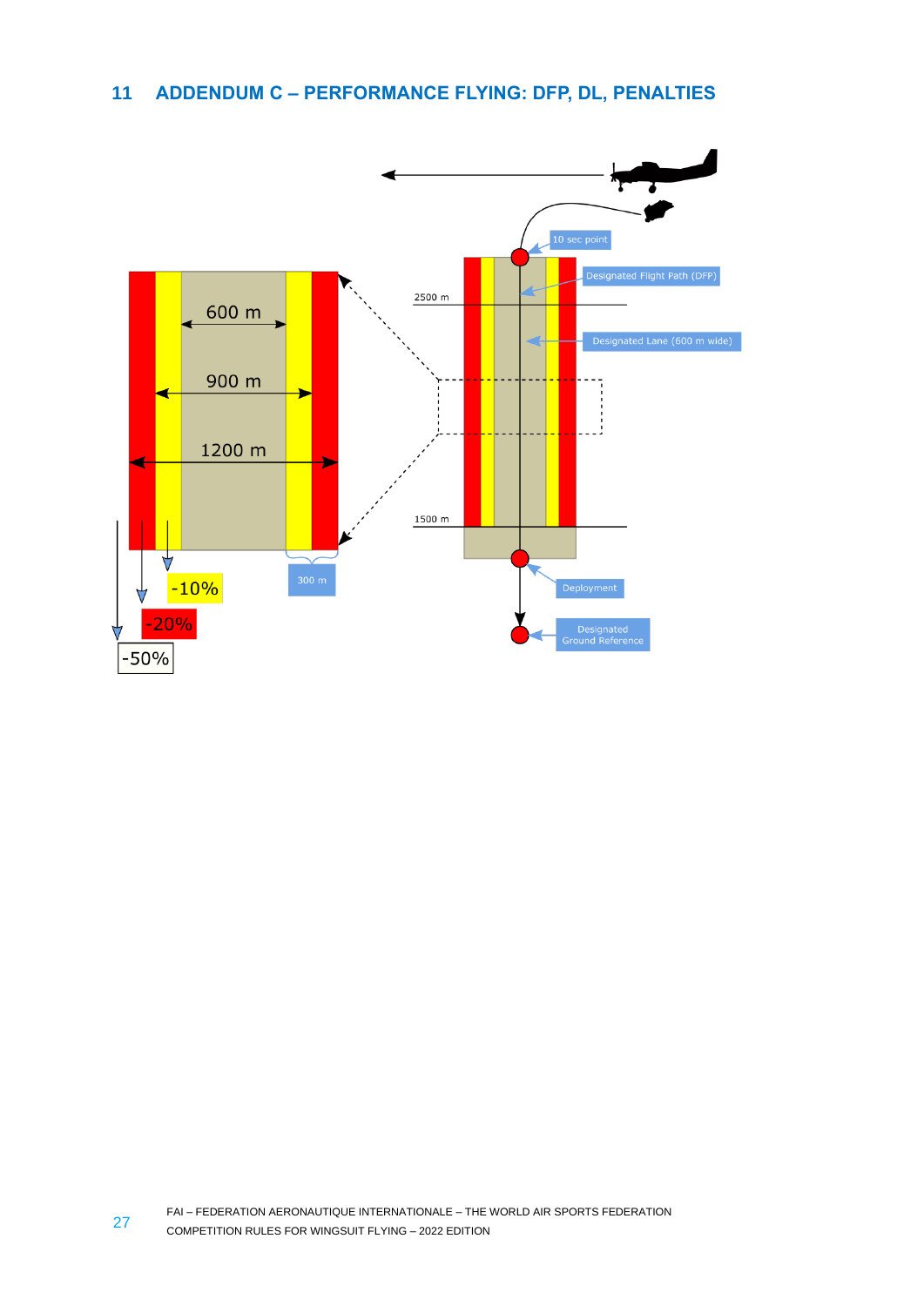# 11 ADDENDUM C – PERFORMANCE FLYING: DFP, DL, PENALTIES

600 m

900 m

1200 m

-10%

-20%

-50%

300 m

10 sec point

Designated Flight Path (DFP)

2500 m

Designated Lane (600 m wide)

1500 m

Deployment

Designated Ground Reference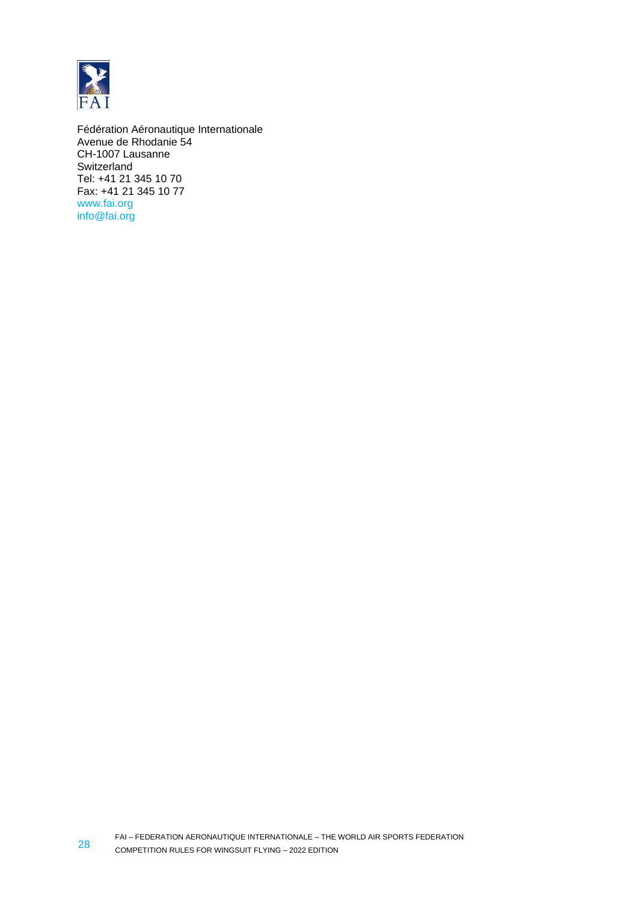Fédération Aéronautique Internationale
Avenue de Rhodanie 54
CH-1007 Lausanne
Switzerland
Tel: +41 21 345 10 70
Fax: +41 21 345 10 77
www.fai.org
info@fai.org